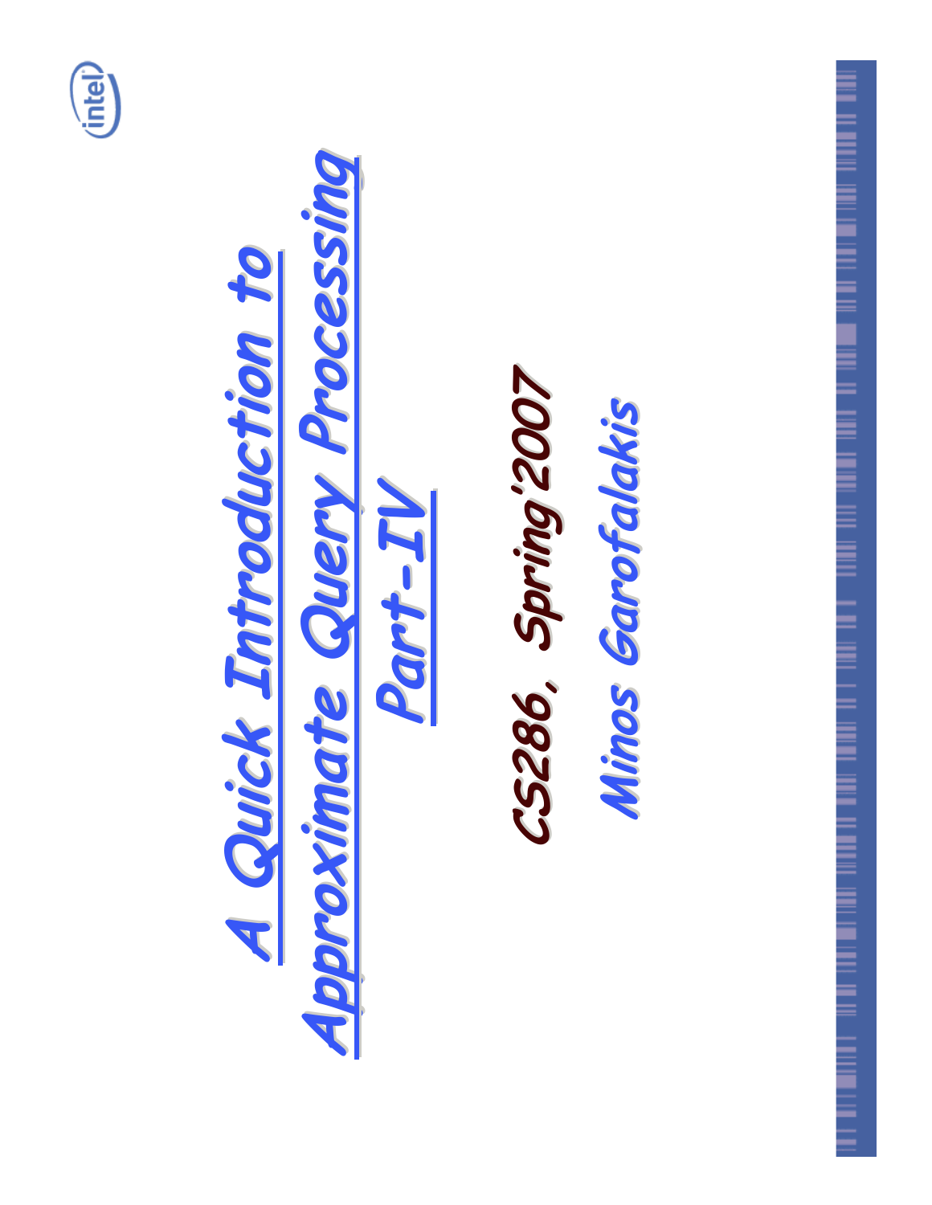# A Quick Introduction to Approximate Query Processing Part-IV

**CS286, Spring'2007**

**Minos Garofalakis**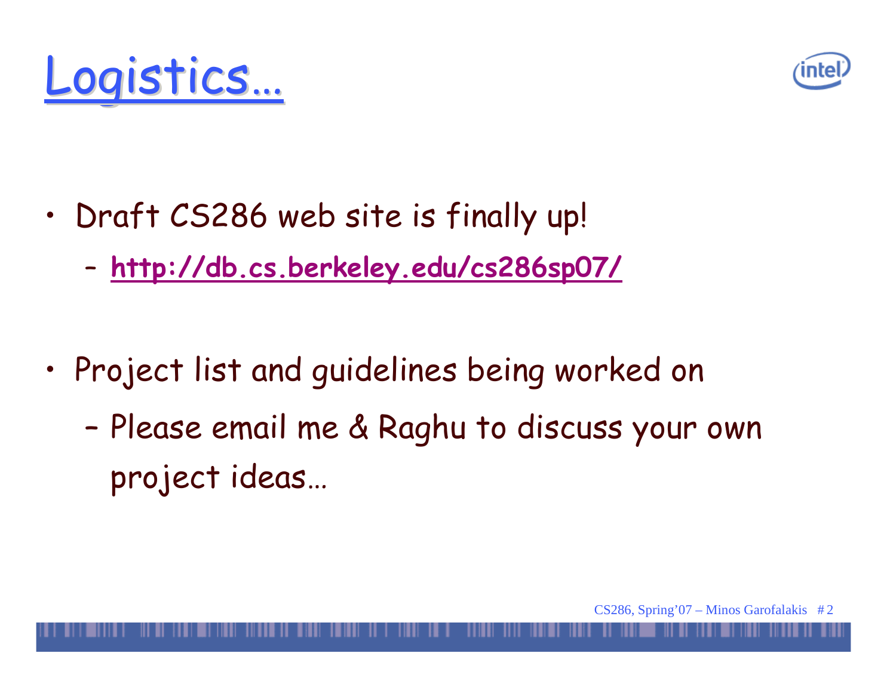# Logistics…

- Draft CS286 web site is finally up!
  - **http://db.cs.berkeley.edu/cs286sp07/**

- Project list and guidelines being worked on
  - Please email me & Raghu to discuss your own project ideas…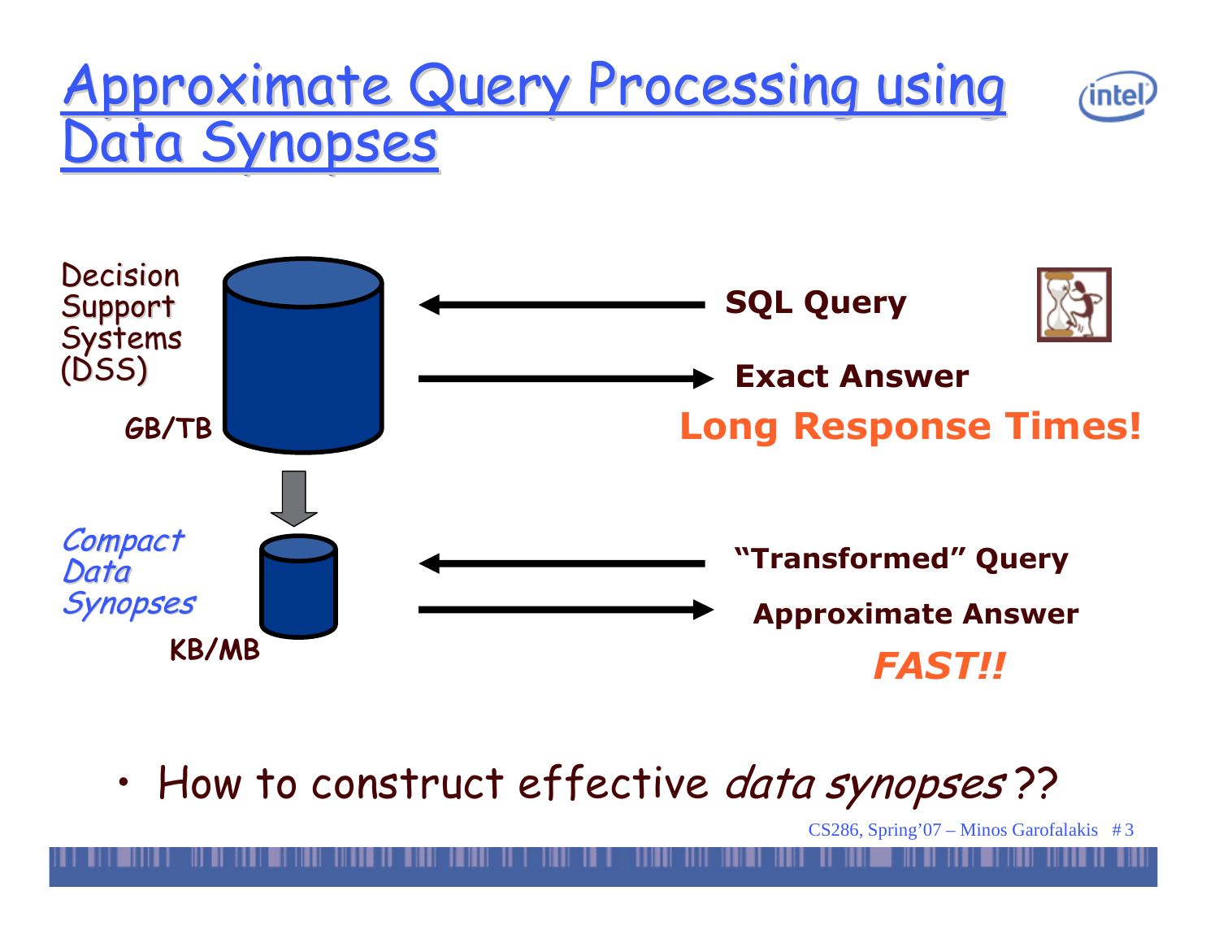# Approximate Query Processing using Data Synopses

Decision Support Systems (DSS)

GB/TB

SQL Query

Exact Answer

**Long Response Times!**

*Compact Data Synopses*

KB/MB

"Transformed" Query

Approximate Answer

***FAST!!***

- How to construct effective *data synopses* ??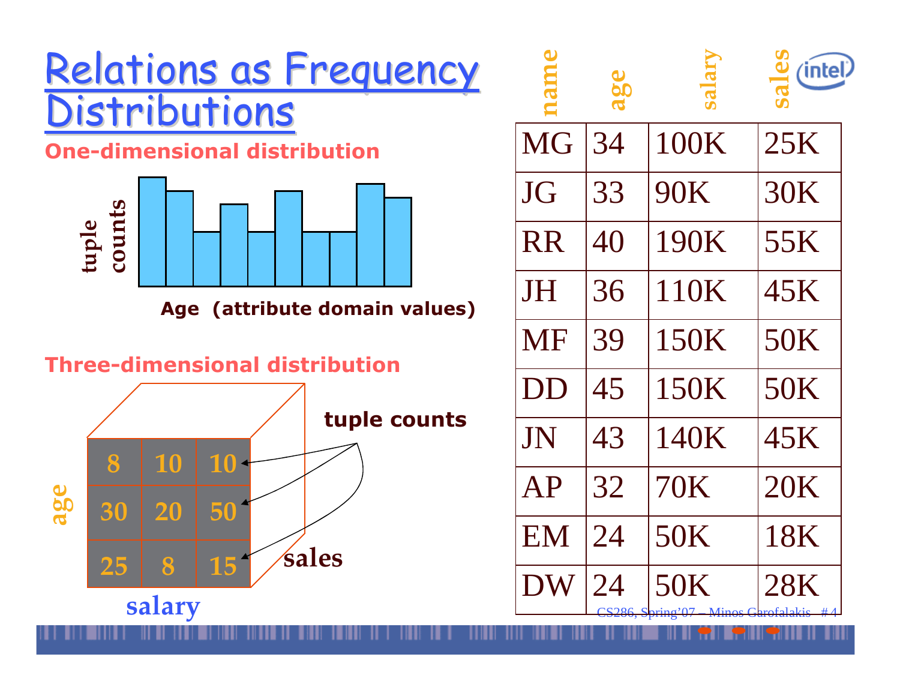# Relations as Frequency Distributions

**One-dimensional distribution**

tuple counts

Age (attribute domain values)

**Three-dimensional distribution**

tuple counts

| | | |
|---|---|---|
| 8 | 10 | 10 |
| 30 | 20 | 50 |
| 25 | 8 | 15 |

age, salary, sales

| name | age | salary | sales |
|---|---|---|---|
| MG | 34 | 100K | 25K |
| JG | 33 | 90K | 30K |
| RR | 40 | 190K | 55K |
| JH | 36 | 110K | 45K |
| MF | 39 | 150K | 50K |
| DD | 45 | 150K | 50K |
| JN | 43 | 140K | 45K |
| AP | 32 | 70K | 20K |
| EM | 24 | 50K | 18K |
| DW | 24 | 50K | 28K |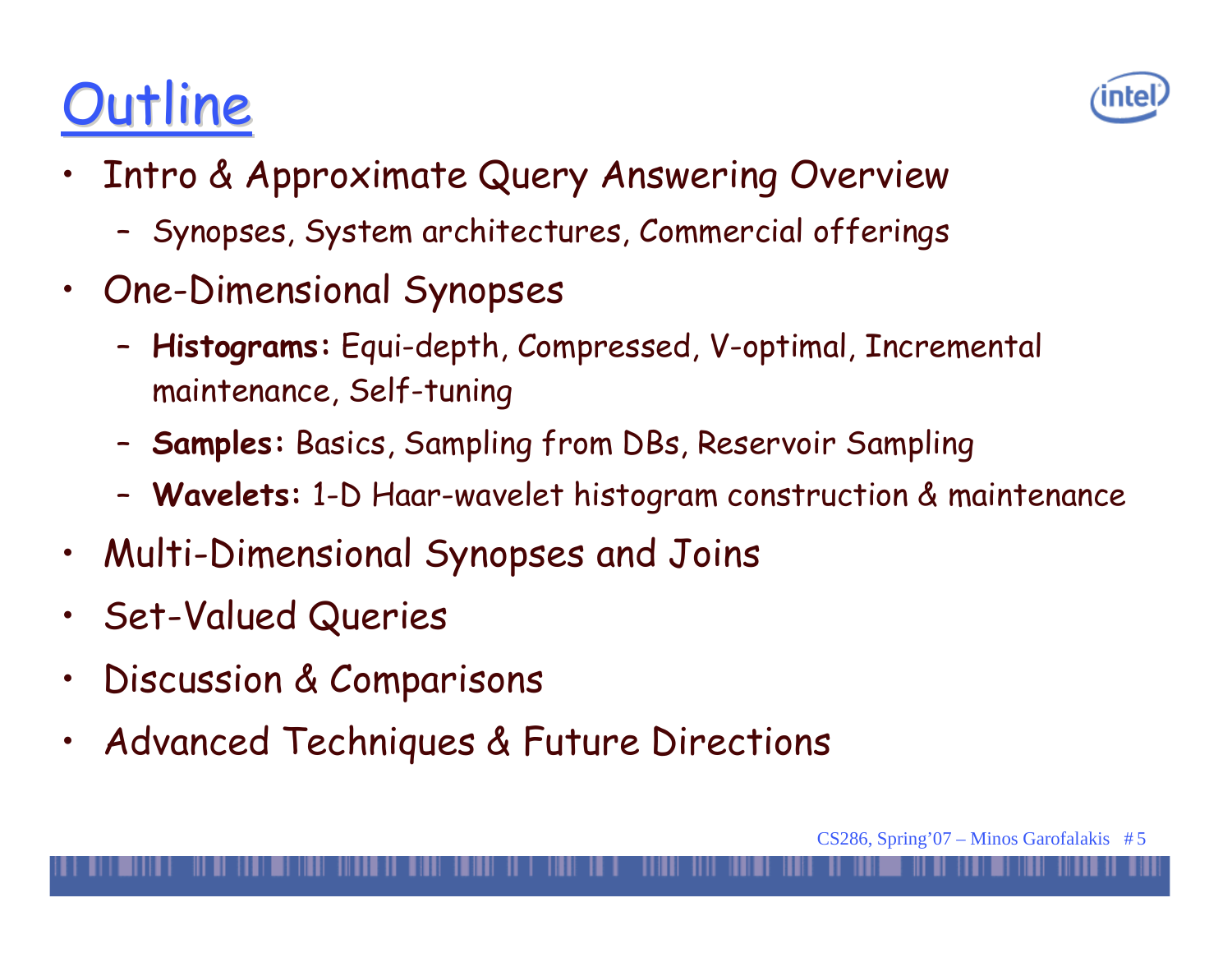# Outline

- Intro & Approximate Query Answering Overview
  - Synopses, System architectures, Commercial offerings
- One-Dimensional Synopses
  - **Histograms:** Equi-depth, Compressed, V-optimal, Incremental maintenance, Self-tuning
  - **Samples:** Basics, Sampling from DBs, Reservoir Sampling
  - **Wavelets:** 1-D Haar-wavelet histogram construction & maintenance
- Multi-Dimensional Synopses and Joins
- Set-Valued Queries
- Discussion & Comparisons
- Advanced Techniques & Future Directions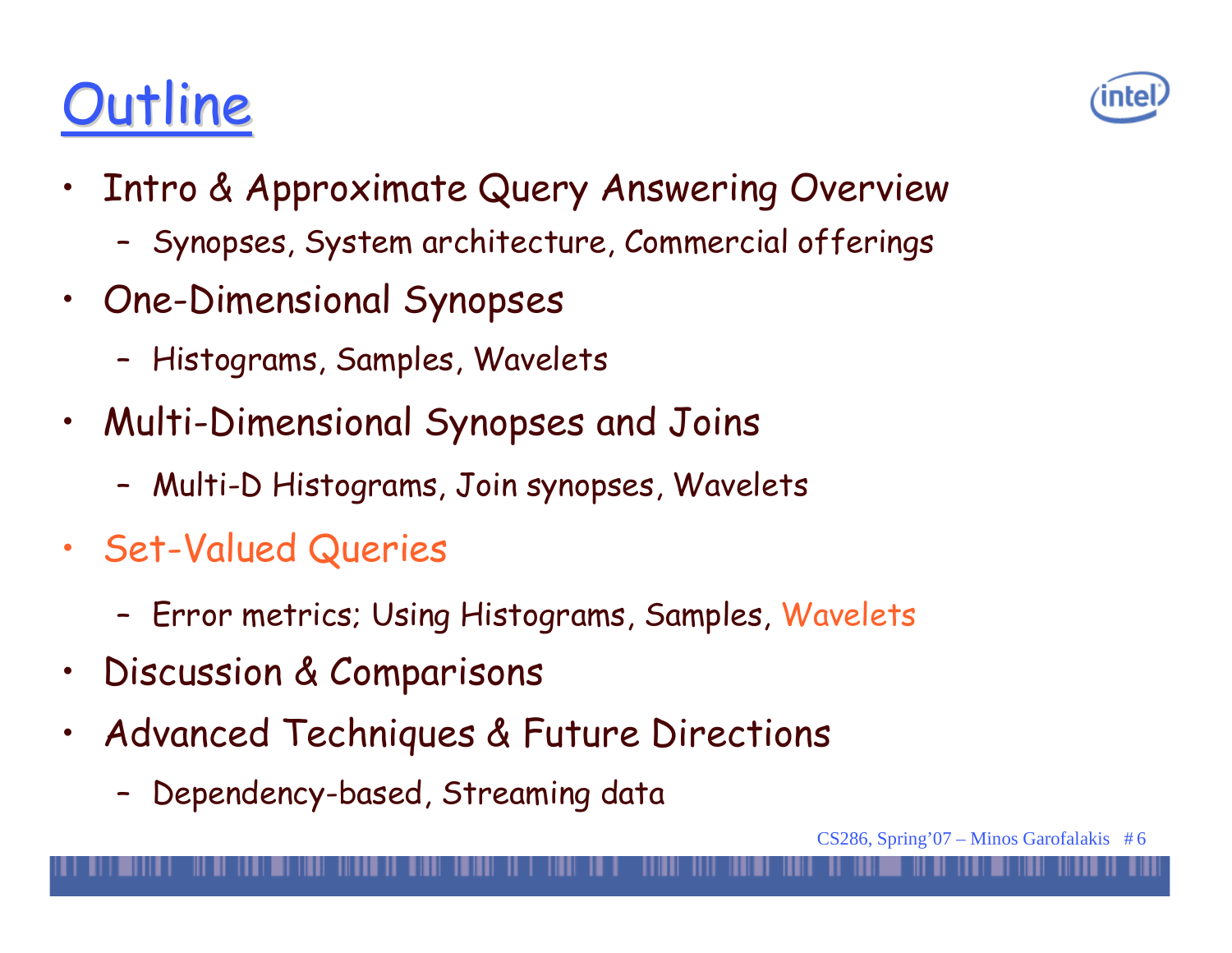# Outline

- Intro & Approximate Query Answering Overview
  - Synopses, System architecture, Commercial offerings
- One-Dimensional Synopses
  - Histograms, Samples, Wavelets
- Multi-Dimensional Synopses and Joins
  - Multi-D Histograms, Join synopses, Wavelets
- Set-Valued Queries
  - Error metrics; Using Histograms, Samples, Wavelets
- Discussion & Comparisons
- Advanced Techniques & Future Directions
  - Dependency-based, Streaming data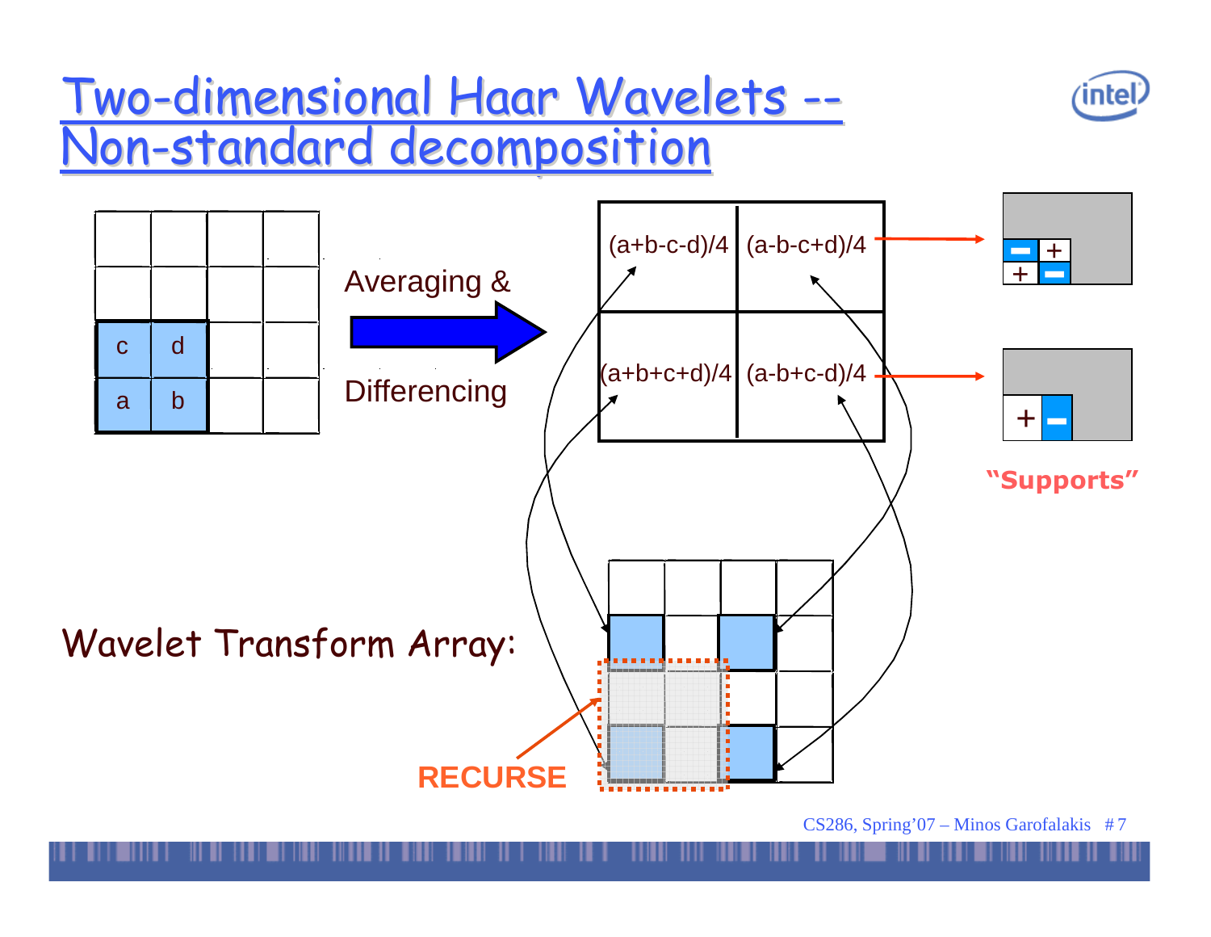# Two-dimensional Haar Wavelets -- Non-standard decomposition

| c | d |
|---|---|
| a | b |

Averaging & Differencing

| | |
|---|---|
| (a+b-c-d)/4 | (a-b-c+d)/4 |
| (a+b+c+d)/4 | (a-b+c-d)/4 |

"Supports"

Wavelet Transform Array:

RECURSE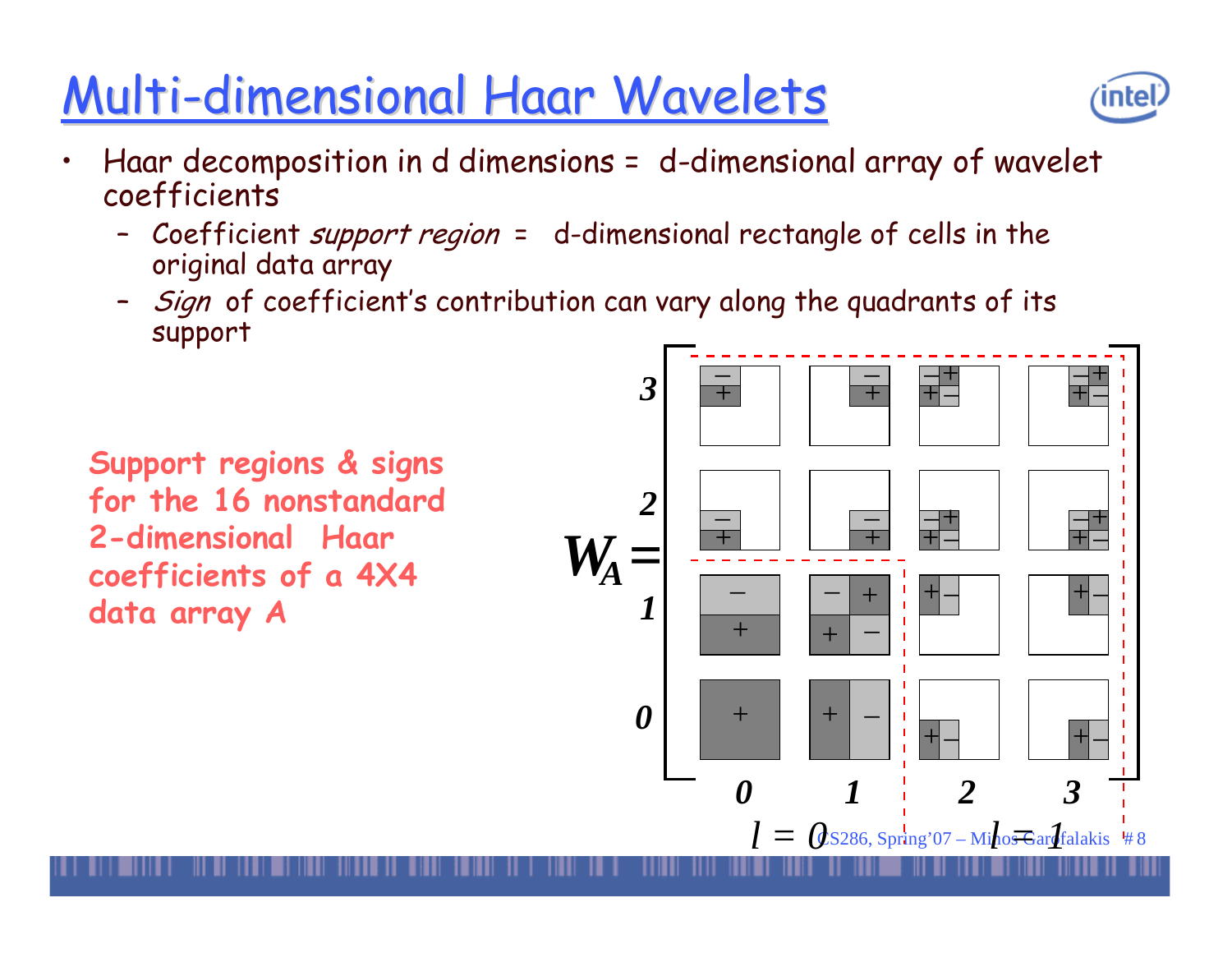# Multi-dimensional Haar Wavelets

- Haar decomposition in d dimensions = d-dimensional array of wavelet coefficients
  - Coefficient *support region* = d-dimensional rectangle of cells in the original data array
  - *Sign* of coefficient's contribution can vary along the quadrants of its support

**Support regions & signs for the 16 nonstandard 2-dimensional Haar coefficients of a 4X4 data array A**

$W_A =$

$l = 0$ $l = 1$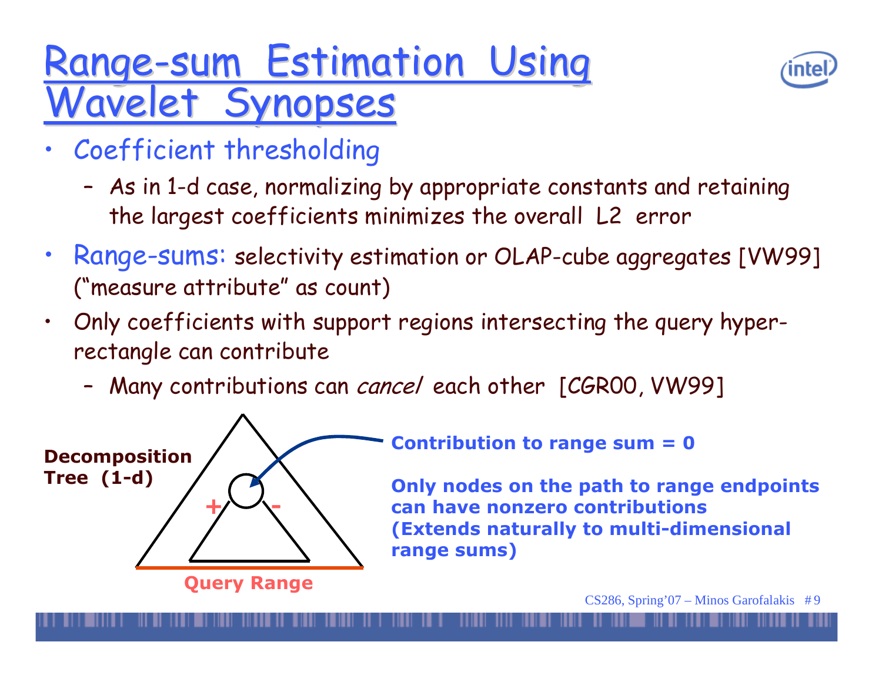# Range-sum Estimation Using Wavelet Synopses

- Coefficient thresholding
  - As in 1-d case, normalizing by appropriate constants and retaining the largest coefficients minimizes the overall L2 error
- Range-sums: selectivity estimation or OLAP-cube aggregates [VW99] ("measure attribute" as count)
- Only coefficients with support regions intersecting the query hyper-rectangle can contribute
  - Many contributions can *cancel* each other [CGR00, VW99]

**Decomposition Tree (1-d)**

+ -

**Query Range**

**Contribution to range sum = 0**

**Only nodes on the path to range endpoints can have nonzero contributions (Extends naturally to multi-dimensional range sums)**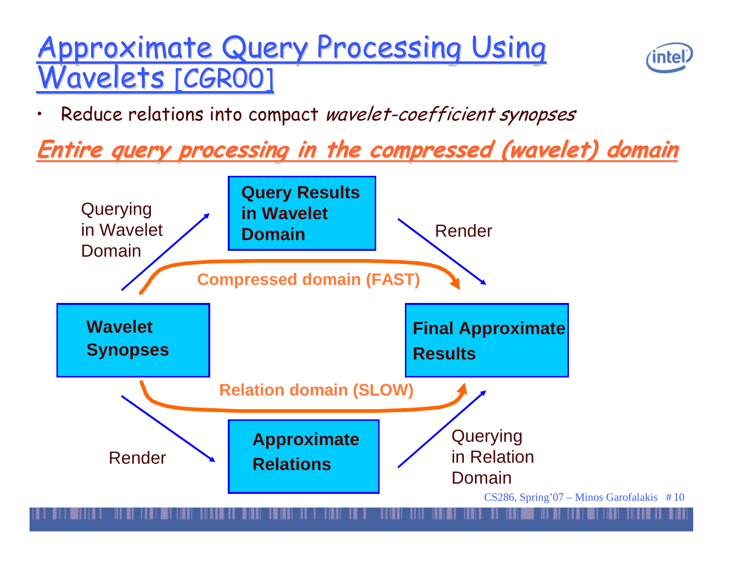# Approximate Query Processing Using Wavelets [CGR00]

- Reduce relations into compact *wavelet-coefficient synopses*

***Entire query processing in the compressed (wavelet) domain***

Wavelet Synopses

Querying in Wavelet Domain

Query Results in Wavelet Domain

Render

Compressed domain (FAST)

Final Approximate Results

Relation domain (SLOW)

Render

Approximate Relations

Querying in Relation Domain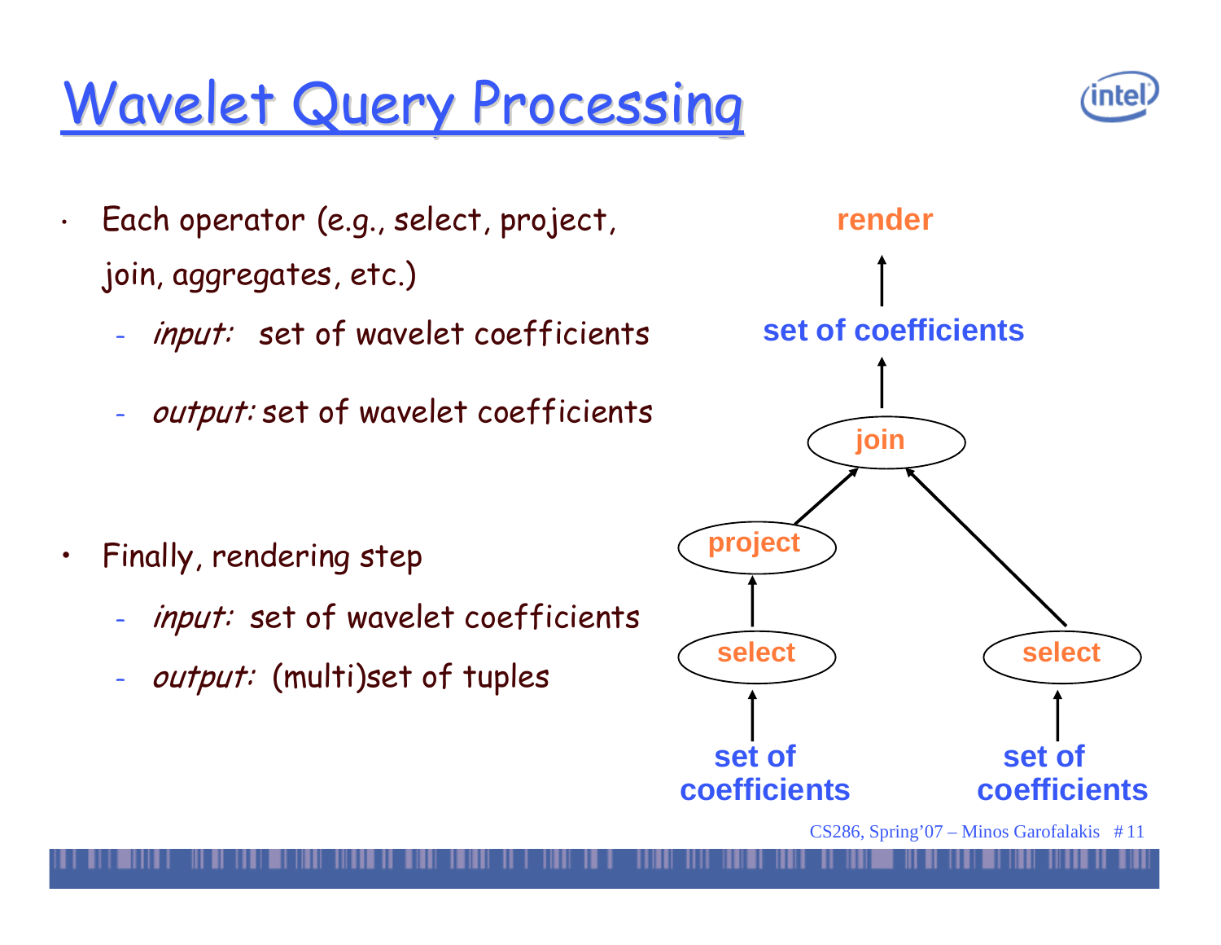# Wavelet Query Processing

- Each operator (e.g., select, project, join, aggregates, etc.)
  - *input:* set of wavelet coefficients
  - *output:* set of wavelet coefficients
- Finally, rendering step
  - *input:* set of wavelet coefficients
  - *output:* (multi)set of tuples

render

set of coefficients

join

project

select

select

set of coefficients

set of coefficients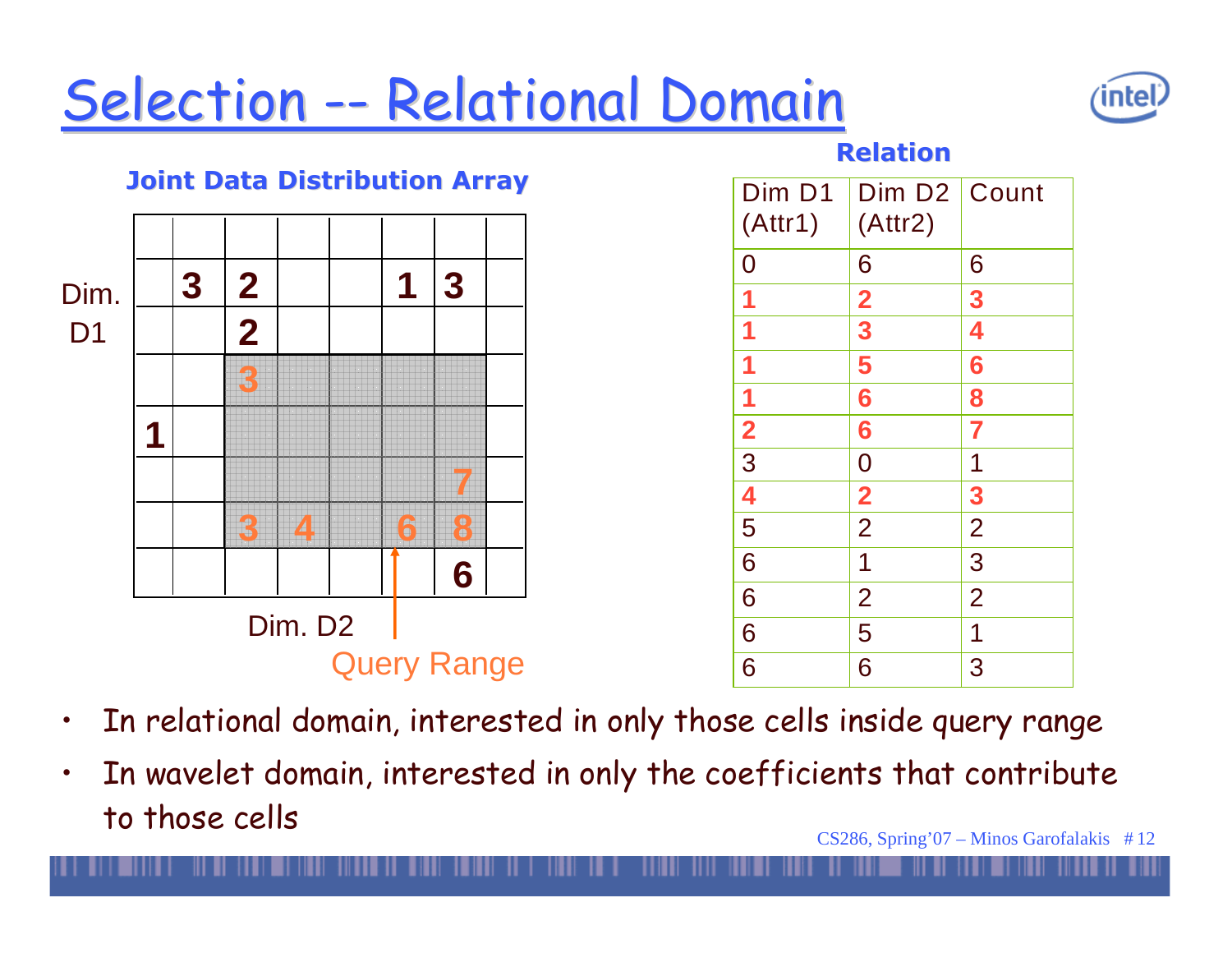# Selection -- Relational Domain

**Joint Data Distribution Array**

| | | | | | | | |
|---|---|---|---|---|---|---|---|
| | | | | | | | |
| | 3 | 2 | | | 1 | 3 | |
| | | 2 | | | | | |
| | | 3 | | | | | |
| 1 | | | | | | | |
| | | | | | | 7 | |
| | | 3 | 4 | | 6 | 8 | |
| | | | | | | 6 | |

Dim. D1 (rows), Dim. D2 (columns)

Query Range

**Relation**

| Dim D1 (Attr1) | Dim D2 (Attr2) | Count |
|---|---|---|
| 0 | 6 | 6 |
| 1 | 2 | 3 |
| 1 | 3 | 4 |
| 1 | 5 | 6 |
| 1 | 6 | 8 |
| 2 | 6 | 7 |
| 3 | 0 | 1 |
| 4 | 2 | 3 |
| 5 | 2 | 2 |
| 6 | 1 | 3 |
| 6 | 2 | 2 |
| 6 | 5 | 1 |
| 6 | 6 | 3 |

- In relational domain, interested in only those cells inside query range
- In wavelet domain, interested in only the coefficients that contribute to those cells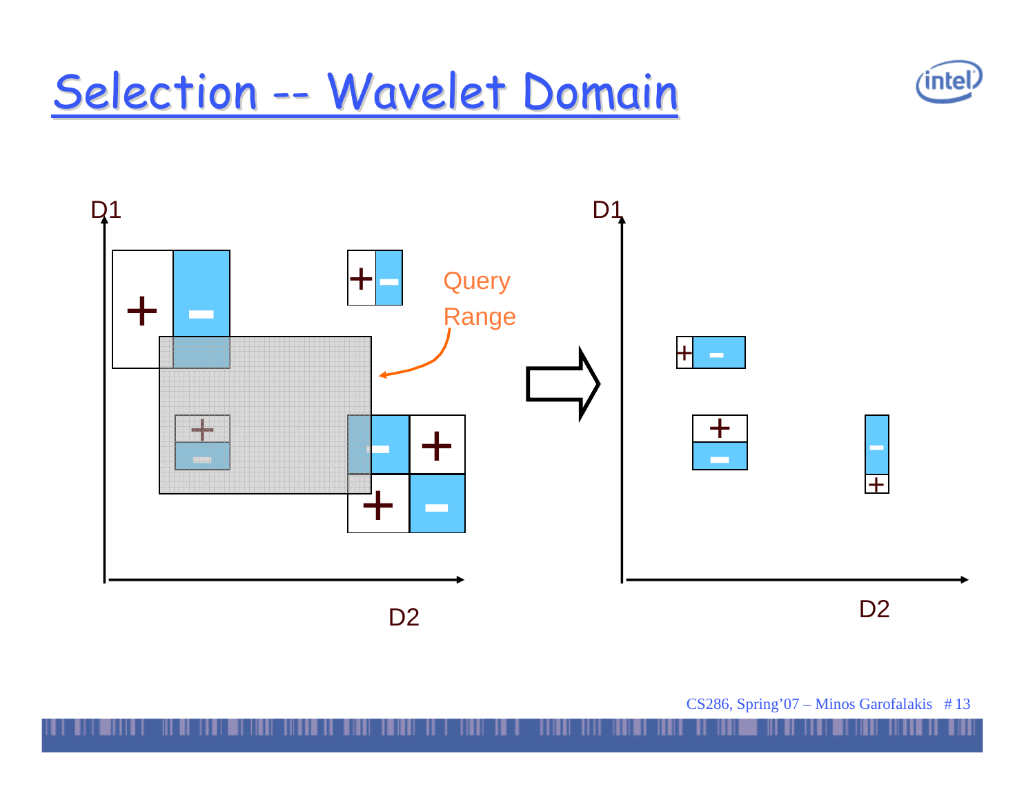# Selection -- Wavelet Domain

D1

Query Range

D2

D1

D2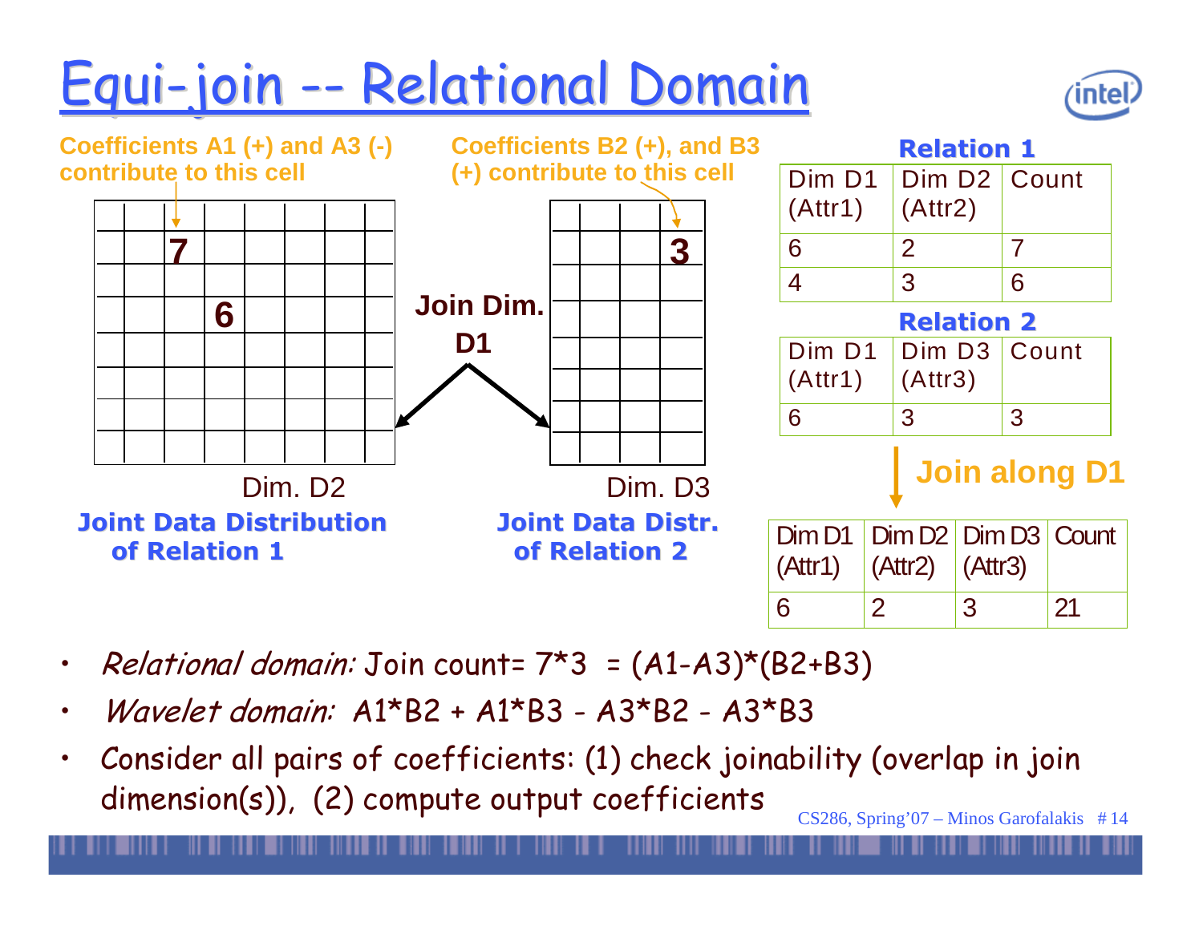# Equi-join -- Relational Domain

Coefficients A1 (+) and A3 (-) contribute to this cell

Coefficients B2 (+), and B3 (+) contribute to this cell

Join Dim. D1

Dim. D2

**Joint Data Distribution of Relation 1**

Dim. D3

**Joint Data Distr. of Relation 2**

**Relation 1**

| Dim D1 (Attr1) | Dim D2 (Attr2) | Count |
|---|---|---|
| 6 | 2 | 7 |
| 4 | 3 | 6 |

**Relation 2**

| Dim D1 (Attr1) | Dim D3 (Attr3) | Count |
|---|---|---|
| 6 | 3 | 3 |

**Join along D1**

| Dim D1 (Attr1) | Dim D2 (Attr2) | Dim D3 (Attr3) | Count |
|---|---|---|---|
| 6 | 2 | 3 | 21 |

- *Relational domain:* Join count= 7*3 = (A1-A3)*(B2+B3)
- *Wavelet domain:* A1*B2 + A1*B3 - A3*B2 - A3*B3
- Consider all pairs of coefficients: (1) check joinability (overlap in join dimension(s)), (2) compute output coefficients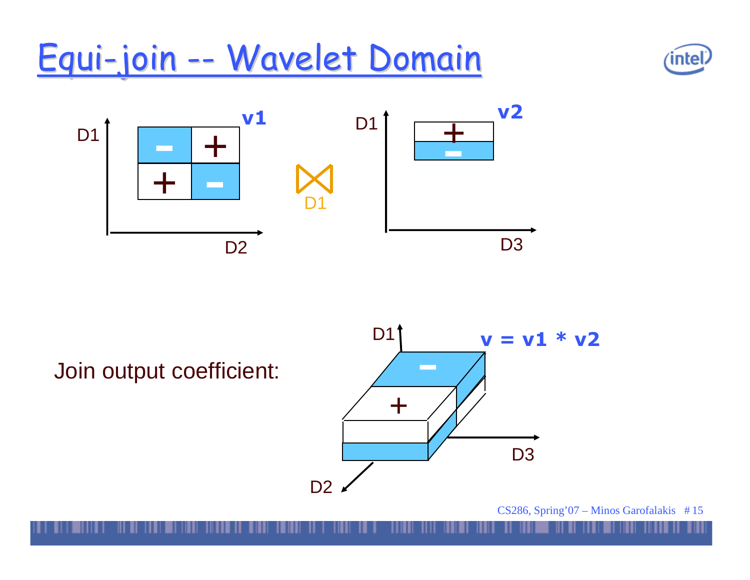# Equi-join -- Wavelet Domain

v1 ⋈<sub>D1</sub> v2

Join output coefficient:

v = v1 * v2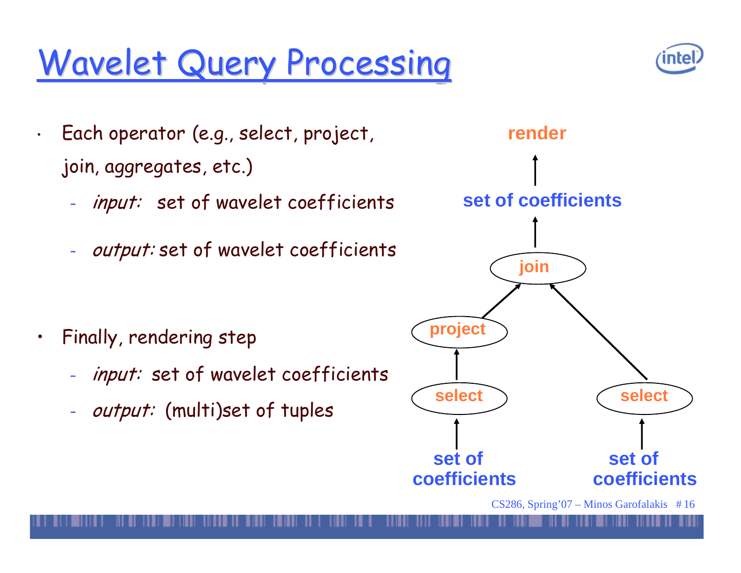# Wavelet Query Processing

- Each operator (e.g., select, project, join, aggregates, etc.)
  - *input:* set of wavelet coefficients
  - *output:* set of wavelet coefficients

- Finally, rendering step
  - *input:* set of wavelet coefficients
  - *output:* (multi)set of tuples

**render**

↑

**set of coefficients**

↑

**join**

**project** ↗ ↖ **select**

↑ ↑

**select** **set of coefficients**

↑

**set of coefficients**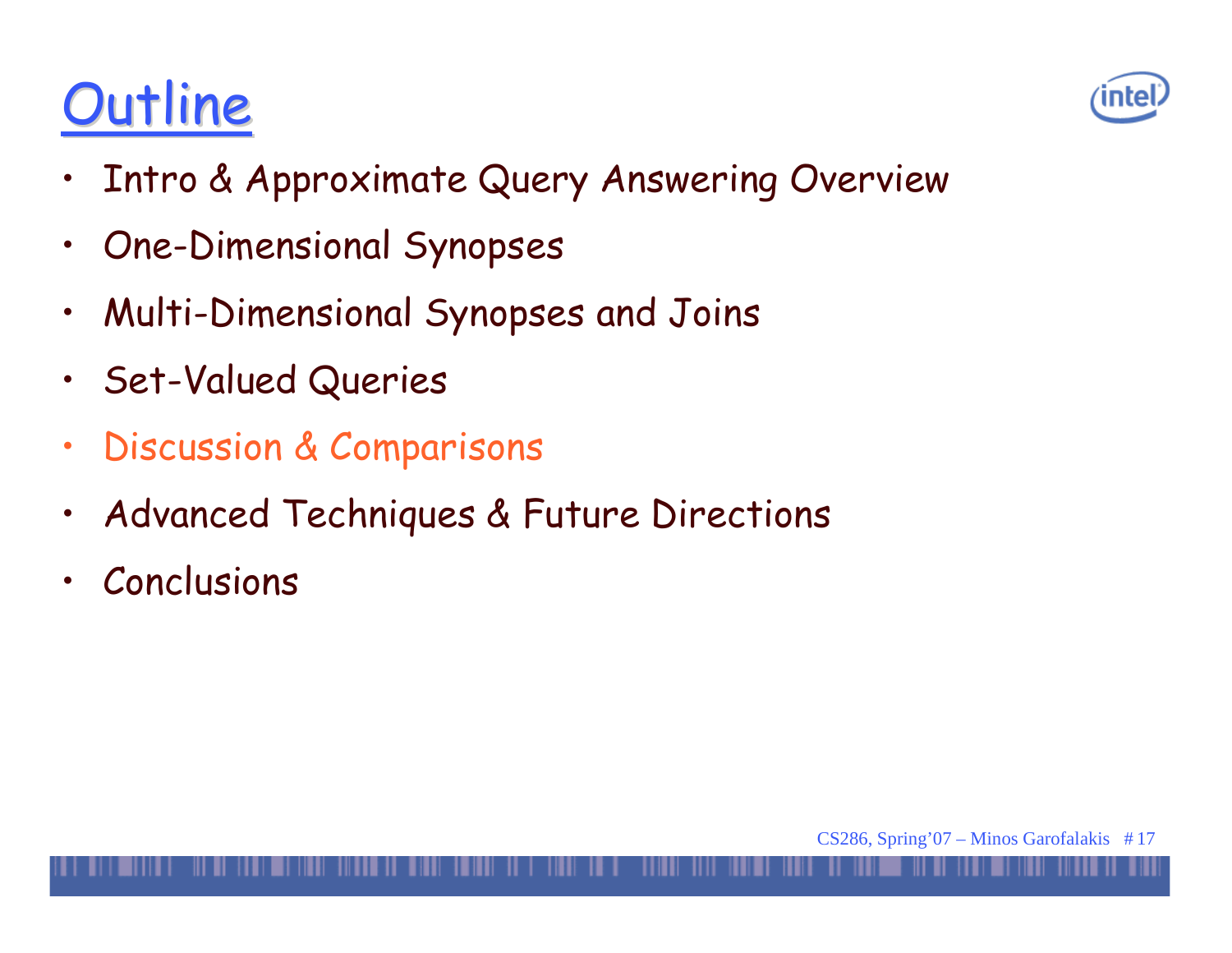# Outline

- Intro & Approximate Query Answering Overview
- One-Dimensional Synopses
- Multi-Dimensional Synopses and Joins
- Set-Valued Queries
- Discussion & Comparisons
- Advanced Techniques & Future Directions
- Conclusions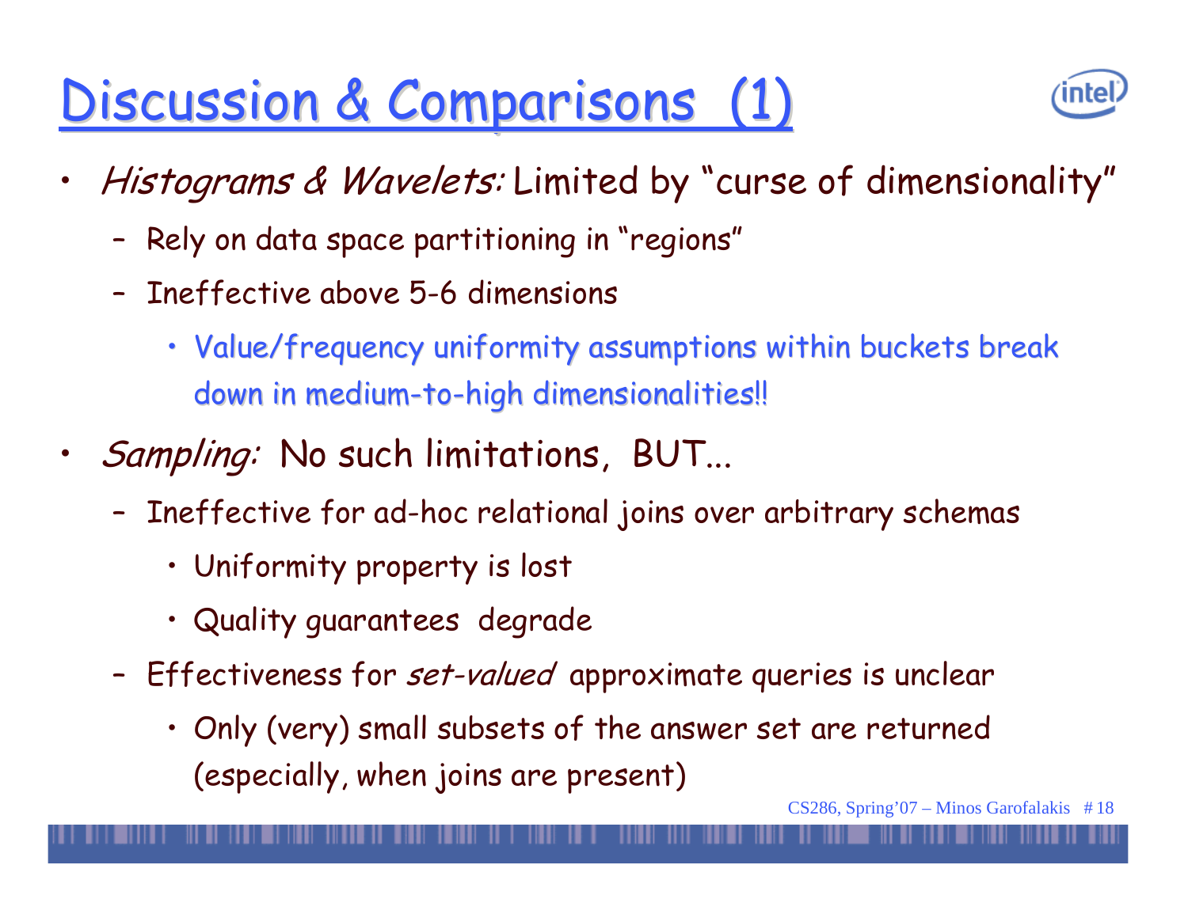# Discussion & Comparisons (1)

- *Histograms & Wavelets:* Limited by "curse of dimensionality"
  - Rely on data space partitioning in "regions"
  - Ineffective above 5-6 dimensions
    - Value/frequency uniformity assumptions within buckets break down in medium-to-high dimensionalities!!
- *Sampling:* No such limitations, BUT...
  - Ineffective for ad-hoc relational joins over arbitrary schemas
    - Uniformity property is lost
    - Quality guarantees degrade
  - Effectiveness for *set-valued* approximate queries is unclear
    - Only (very) small subsets of the answer set are returned (especially, when joins are present)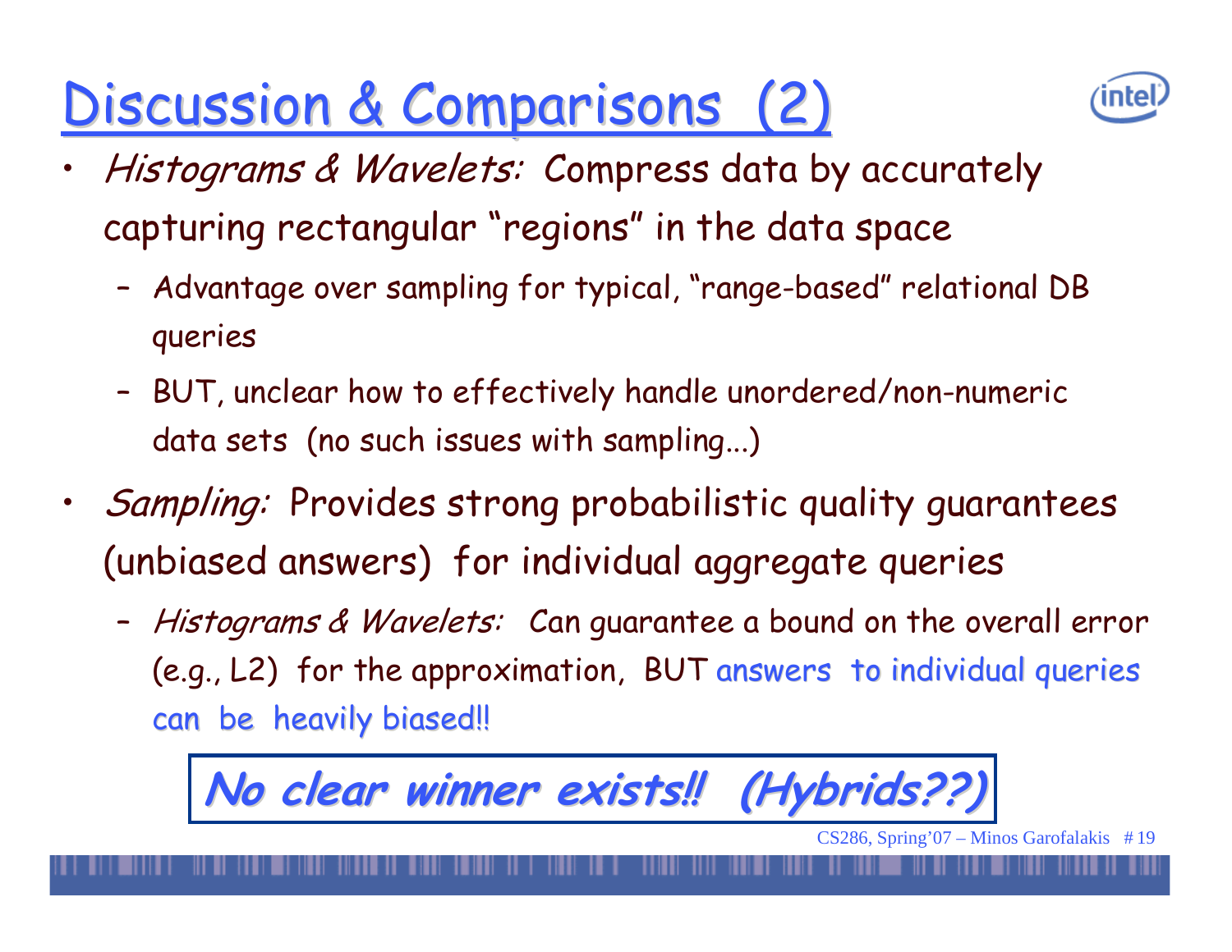# Discussion & Comparisons (2)

- *Histograms & Wavelets:* Compress data by accurately capturing rectangular "regions" in the data space
  - Advantage over sampling for typical, "range-based" relational DB queries
  - BUT, unclear how to effectively handle unordered/non-numeric data sets (no such issues with sampling...)
- *Sampling:* Provides strong probabilistic quality guarantees (unbiased answers) for individual aggregate queries
  - *Histograms & Wavelets:* Can guarantee a bound on the overall error (e.g., L2) for the approximation, BUT answers to individual queries can be heavily biased!!

***No clear winner exists!! (Hybrids??)***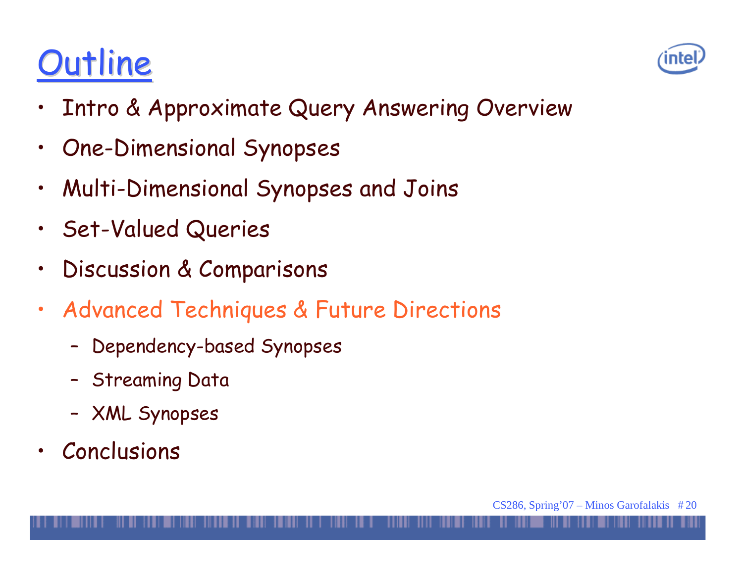# Outline

- Intro & Approximate Query Answering Overview
- One-Dimensional Synopses
- Multi-Dimensional Synopses and Joins
- Set-Valued Queries
- Discussion & Comparisons
- Advanced Techniques & Future Directions
  - Dependency-based Synopses
  - Streaming Data
  - XML Synopses
- Conclusions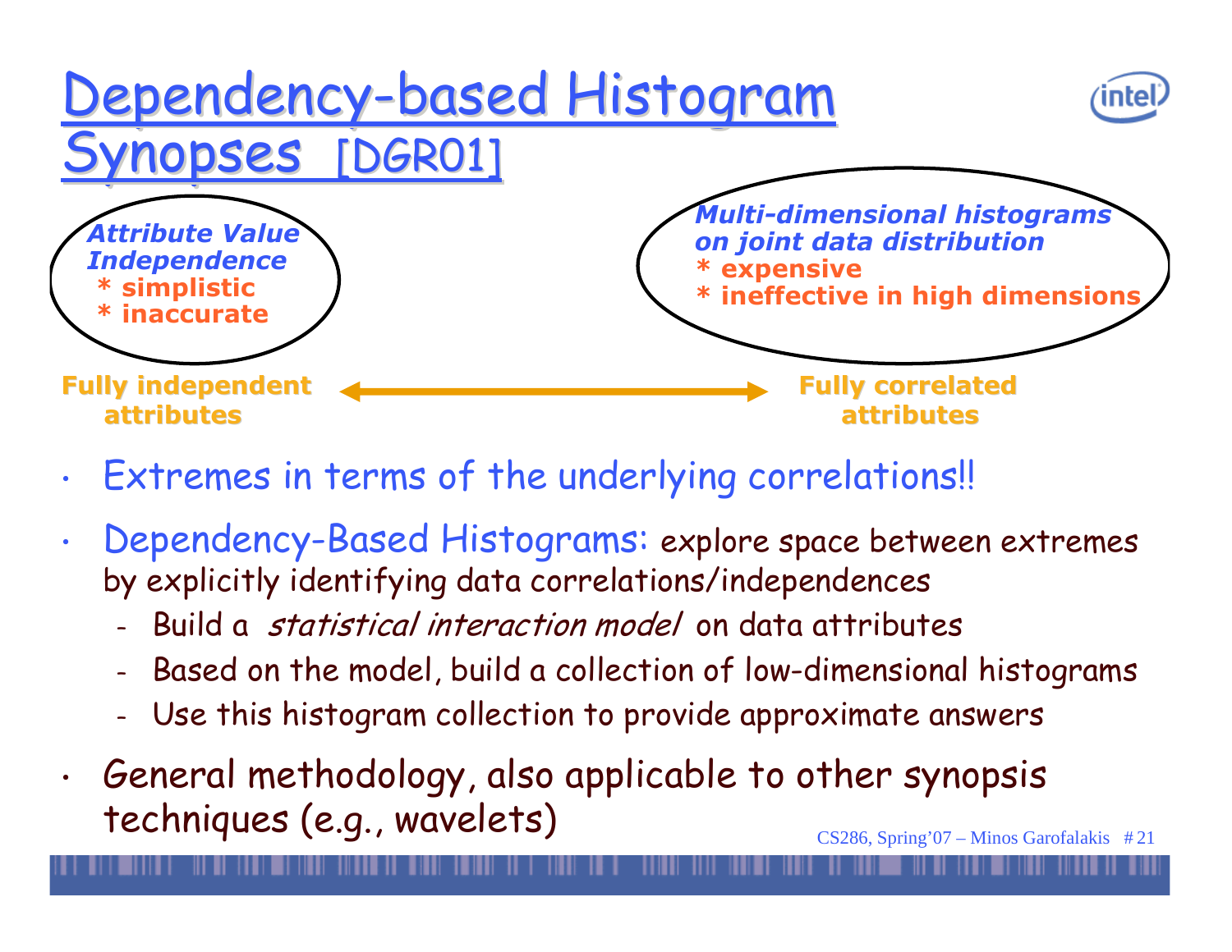# Dependency-based Histogram Synopses [DGR01]

***Attribute Value Independence***
**\* simplistic**
**\* inaccurate**

***Multi-dimensional histograms on joint data distribution***
**\* expensive**
**\* ineffective in high dimensions**

**Fully independent attributes** ⟷ **Fully correlated attributes**

- Extremes in terms of the underlying correlations!!
- Dependency-Based Histograms: explore space between extremes by explicitly identifying data correlations/independences
  - Build a *statistical interaction model* on data attributes
  - Based on the model, build a collection of low-dimensional histograms
  - Use this histogram collection to provide approximate answers
- General methodology, also applicable to other synopsis techniques (e.g., wavelets)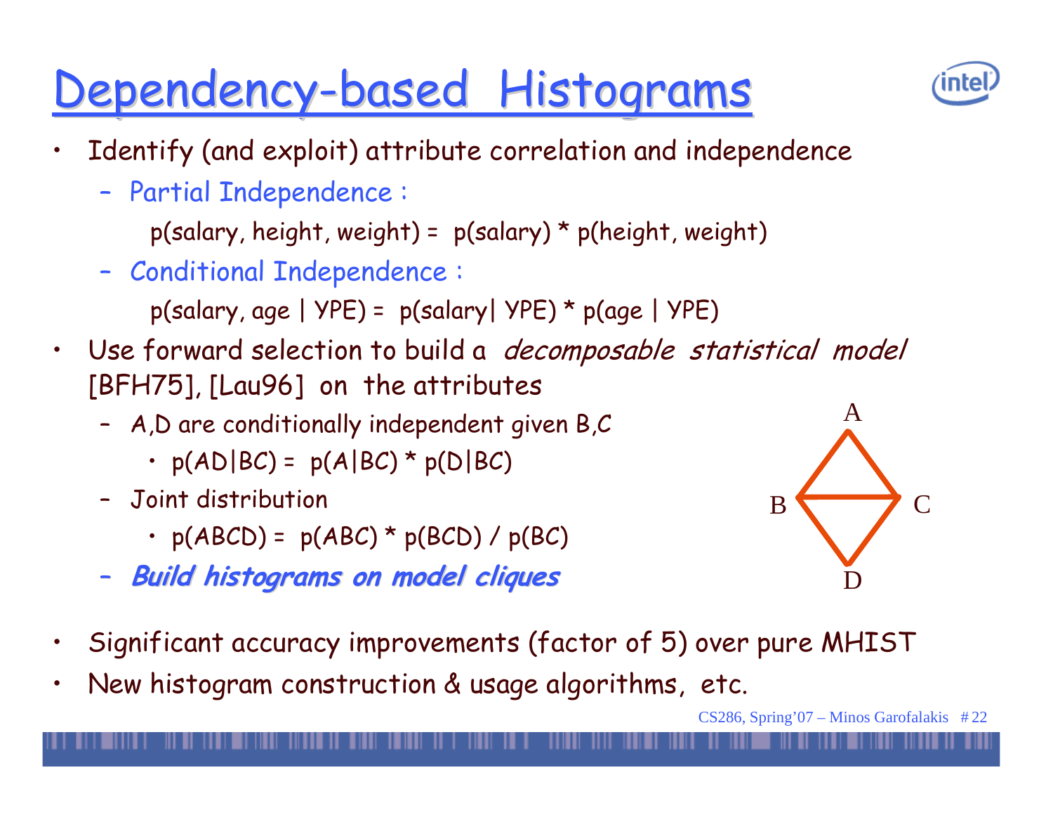# Dependency-based Histograms

- Identify (and exploit) attribute correlation and independence
  - Partial Independence :

    p(salary, height, weight) = p(salary) * p(height, weight)
  - Conditional Independence :

    p(salary, age | YPE) = p(salary| YPE) * p(age | YPE)
- Use forward selection to build a *decomposable statistical model* [BFH75], [Lau96] on the attributes
  - A,D are conditionally independent given B,C
    - p(AD|BC) = p(A|BC) * p(D|BC)
  - Joint distribution
    - p(ABCD) = p(ABC) * p(BCD) / p(BC)
  - ***Build histograms on model cliques***
- Significant accuracy improvements (factor of 5) over pure MHIST
- New histogram construction & usage algorithms, etc.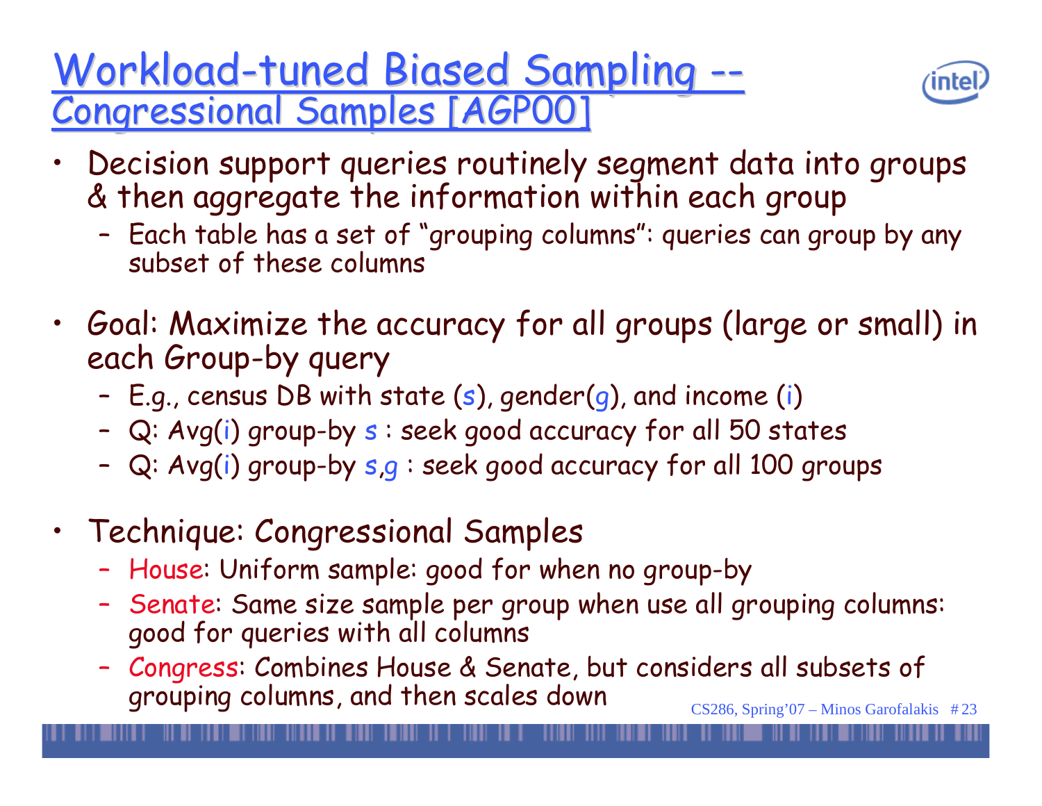# Workload-tuned Biased Sampling -- Congressional Samples [AGP00]

- Decision support queries routinely segment data into groups & then aggregate the information within each group
  - Each table has a set of “grouping columns”: queries can group by any subset of these columns
- Goal: Maximize the accuracy for all groups (large or small) in each Group-by query
  - E.g., census DB with state (s), gender(g), and income (i)
  - Q: Avg(i) group-by s : seek good accuracy for all 50 states
  - Q: Avg(i) group-by s,g : seek good accuracy for all 100 groups
- Technique: Congressional Samples
  - House: Uniform sample: good for when no group-by
  - Senate: Same size sample per group when use all grouping columns: good for queries with all columns
  - Congress: Combines House & Senate, but considers all subsets of grouping columns, and then scales down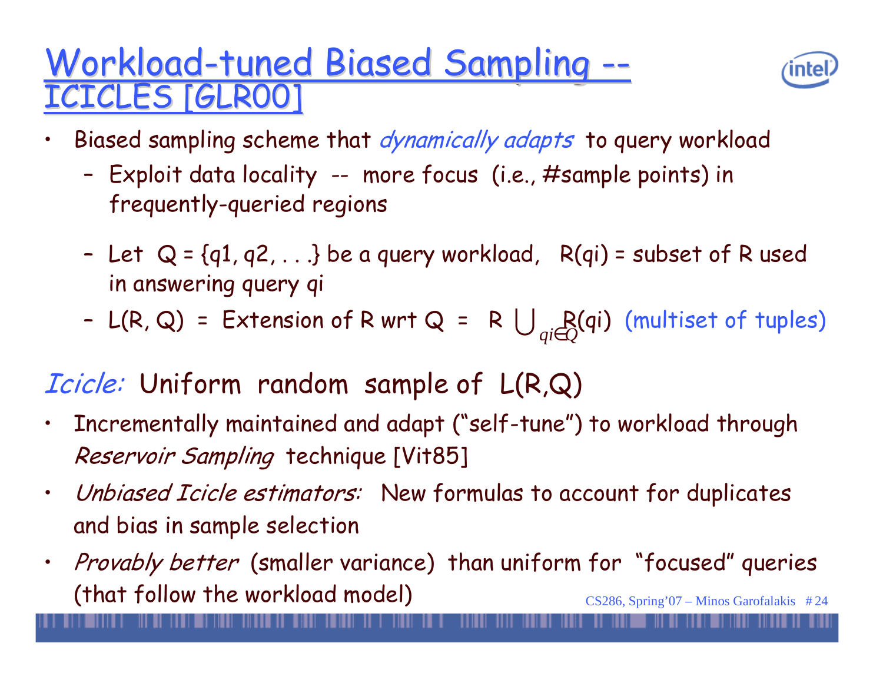# Workload-tuned Biased Sampling -- ICICLES [GLR00]

- Biased sampling scheme that *dynamically adapts* to query workload
  - Exploit data locality -- more focus (i.e., #sample points) in frequently-queried regions
  - Let Q = {q1, q2, . . .} be a query workload, R(qi) = subset of R used in answering query qi
  - L(R, Q) = Extension of R wrt Q = $R \bigcup_{qi \in Q} R(qi)$ (multiset of tuples)

*Icicle:* Uniform random sample of L(R,Q)

- Incrementally maintained and adapt ("self-tune") to workload through *Reservoir Sampling* technique [Vit85]
- *Unbiased Icicle estimators:* New formulas to account for duplicates and bias in sample selection
- *Provably better* (smaller variance) than uniform for "focused" queries (that follow the workload model)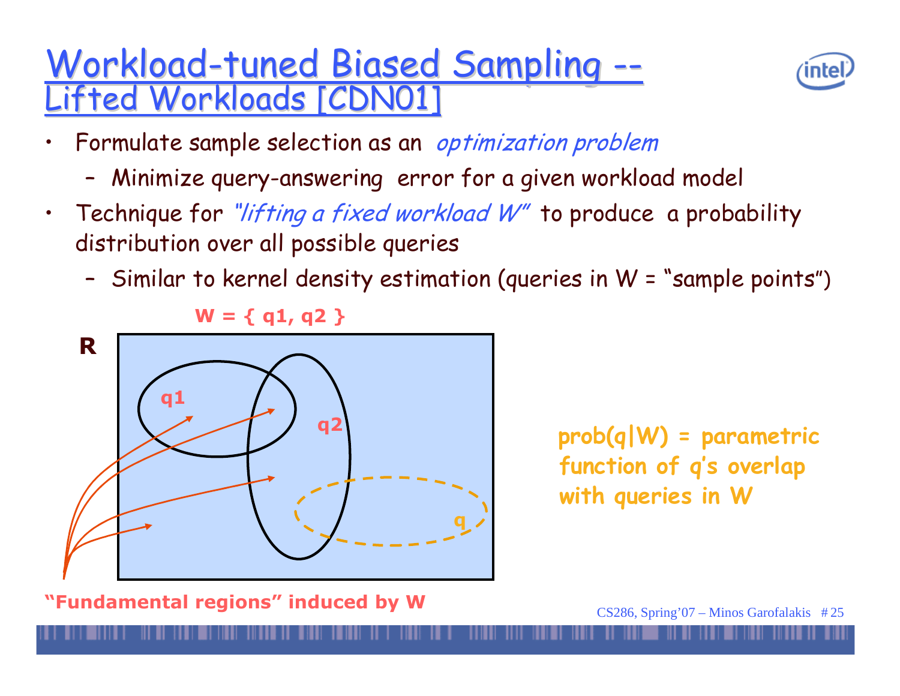# Workload-tuned Biased Sampling -- Lifted Workloads [CDN01]

- Formulate sample selection as an *optimization problem*
  - Minimize query-answering error for a given workload model
- Technique for *"lifting a fixed workload W"* to produce a probability distribution over all possible queries
  - Similar to kernel density estimation (queries in W = "sample points")

**W = { q1, q2 }**

R

q1

q2

q

**prob(q|W) = parametric function of q's overlap with queries in W**

**"Fundamental regions" induced by W**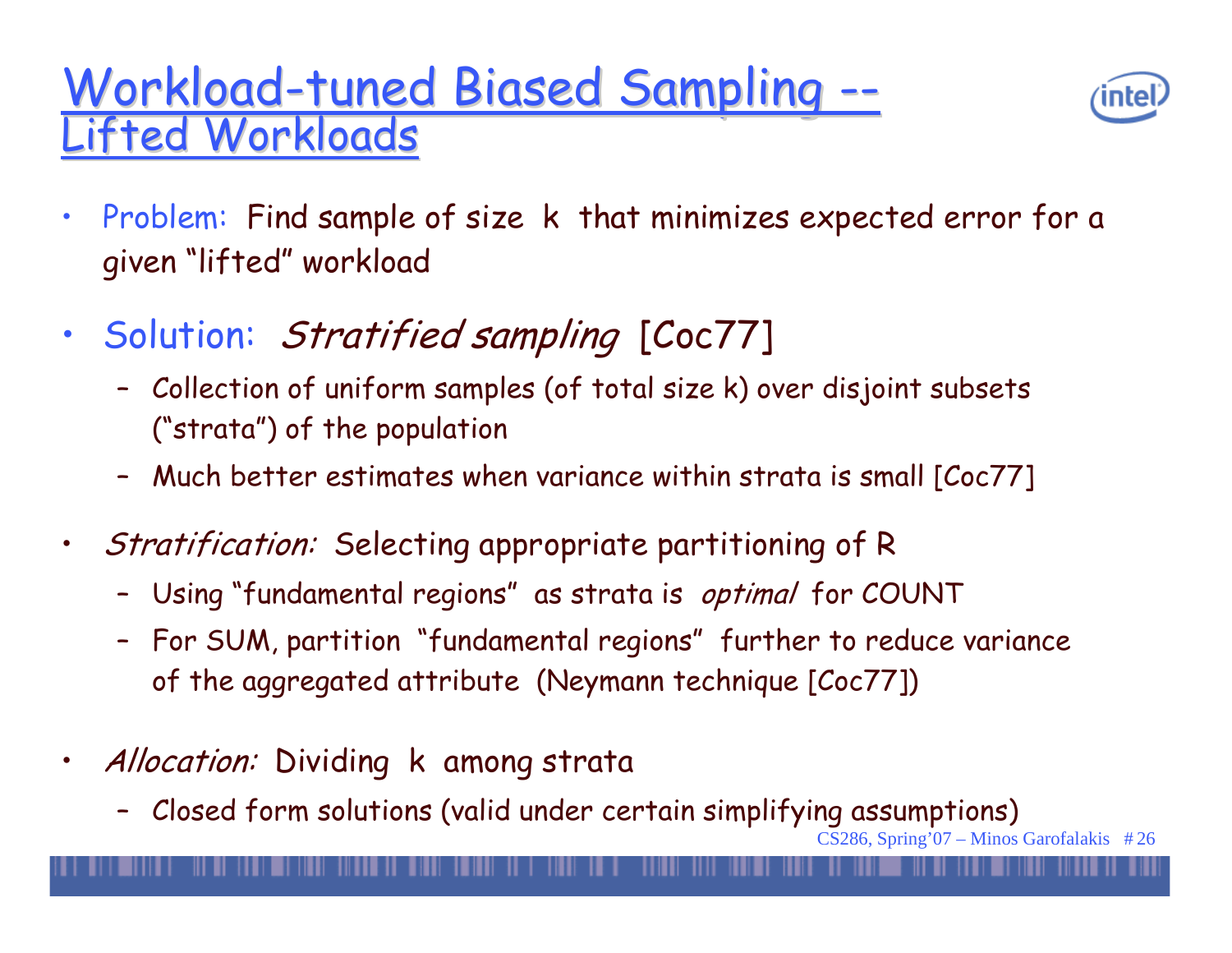# Workload-tuned Biased Sampling -- Lifted Workloads

- Problem: Find sample of size k that minimizes expected error for a given "lifted" workload
- Solution: *Stratified sampling* [Coc77]
  - Collection of uniform samples (of total size k) over disjoint subsets ("strata") of the population
  - Much better estimates when variance within strata is small [Coc77]
- *Stratification:* Selecting appropriate partitioning of R
  - Using "fundamental regions" as strata is *optimal* for COUNT
  - For SUM, partition "fundamental regions" further to reduce variance of the aggregated attribute (Neymann technique [Coc77])
- *Allocation:* Dividing k among strata
  - Closed form solutions (valid under certain simplifying assumptions)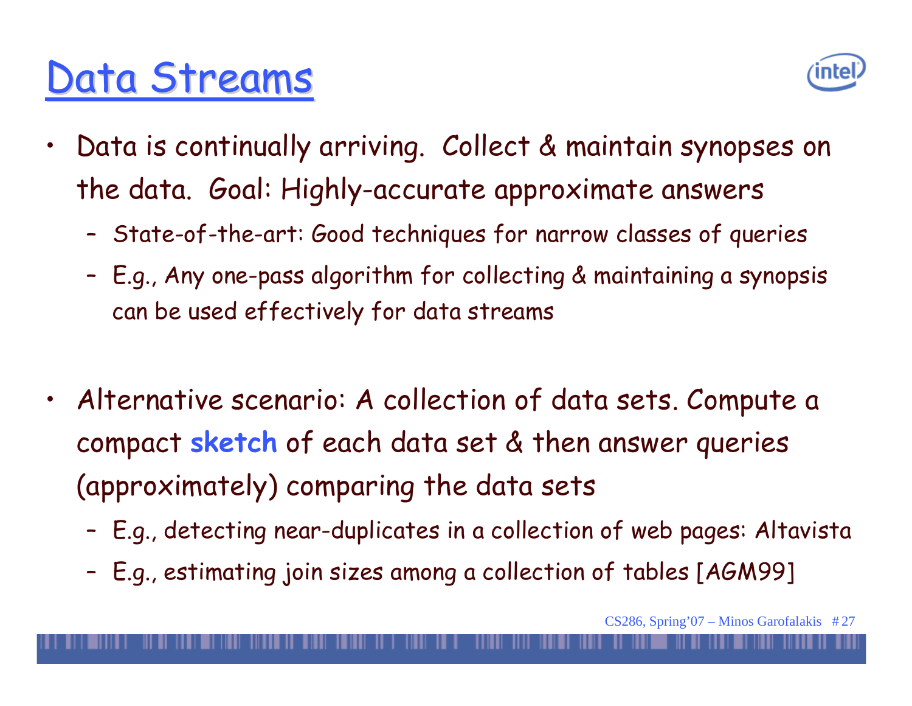# Data Streams

- Data is continually arriving. Collect & maintain synopses on the data. Goal: Highly-accurate approximate answers
  - State-of-the-art: Good techniques for narrow classes of queries
  - E.g., Any one-pass algorithm for collecting & maintaining a synopsis can be used effectively for data streams

- Alternative scenario: A collection of data sets. Compute a compact **sketch** of each data set & then answer queries (approximately) comparing the data sets
  - E.g., detecting near-duplicates in a collection of web pages: Altavista
  - E.g., estimating join sizes among a collection of tables [AGM99]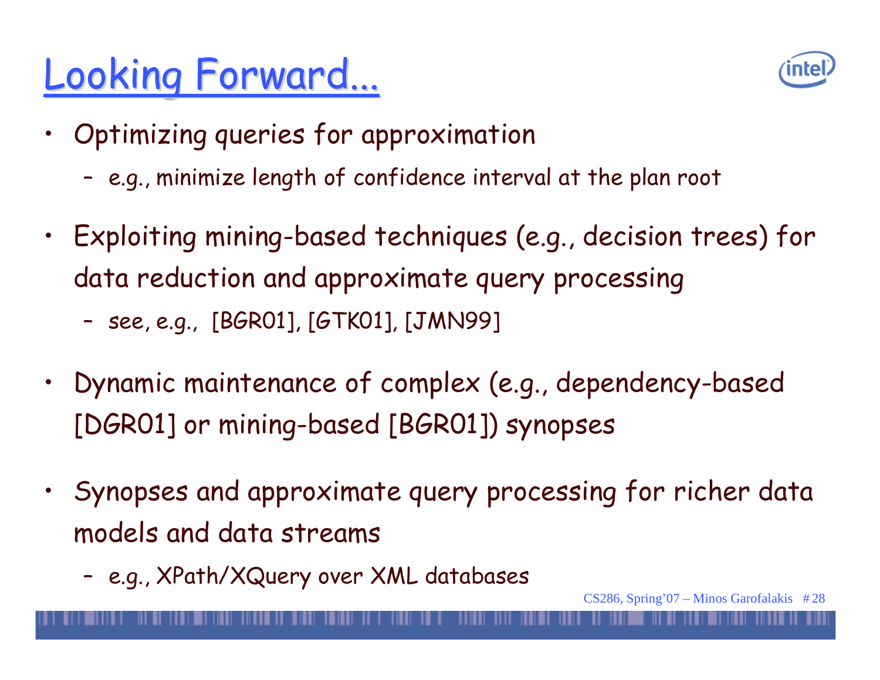# Looking Forward...

- Optimizing queries for approximation
  - e.g., minimize length of confidence interval at the plan root
- Exploiting mining-based techniques (e.g., decision trees) for data reduction and approximate query processing
  - see, e.g., [BGR01], [GTK01], [JMN99]
- Dynamic maintenance of complex (e.g., dependency-based [DGR01] or mining-based [BGR01]) synopses
- Synopses and approximate query processing for richer data models and data streams
  - e.g., XPath/XQuery over XML databases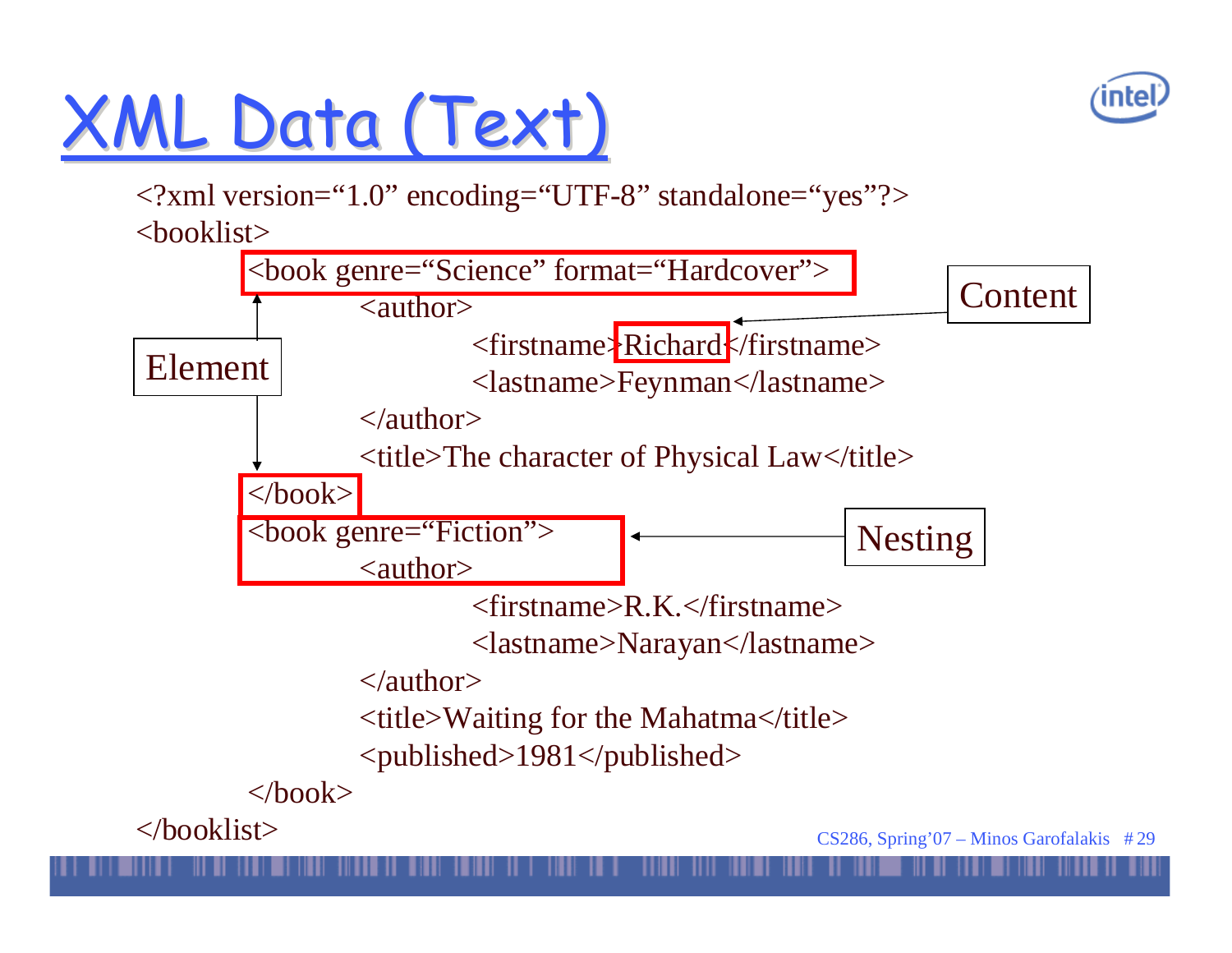# XML Data (Text)

```
<?xml version="1.0" encoding="UTF-8" standalone="yes"?>
<booklist>
    <book genre="Science" format="Hardcover">
        <author>
            <firstname>Richard</firstname>
            <lastname>Feynman</lastname>
        </author>
        <title>The character of Physical Law</title>
    </book>
    <book genre="Fiction">
        <author>
            <firstname>R.K.</firstname>
            <lastname>Narayan</lastname>
        </author>
        <title>Waiting for the Mahatma</title>
        <published>1981</published>
    </book>
</booklist>
```

Element

Content

Nesting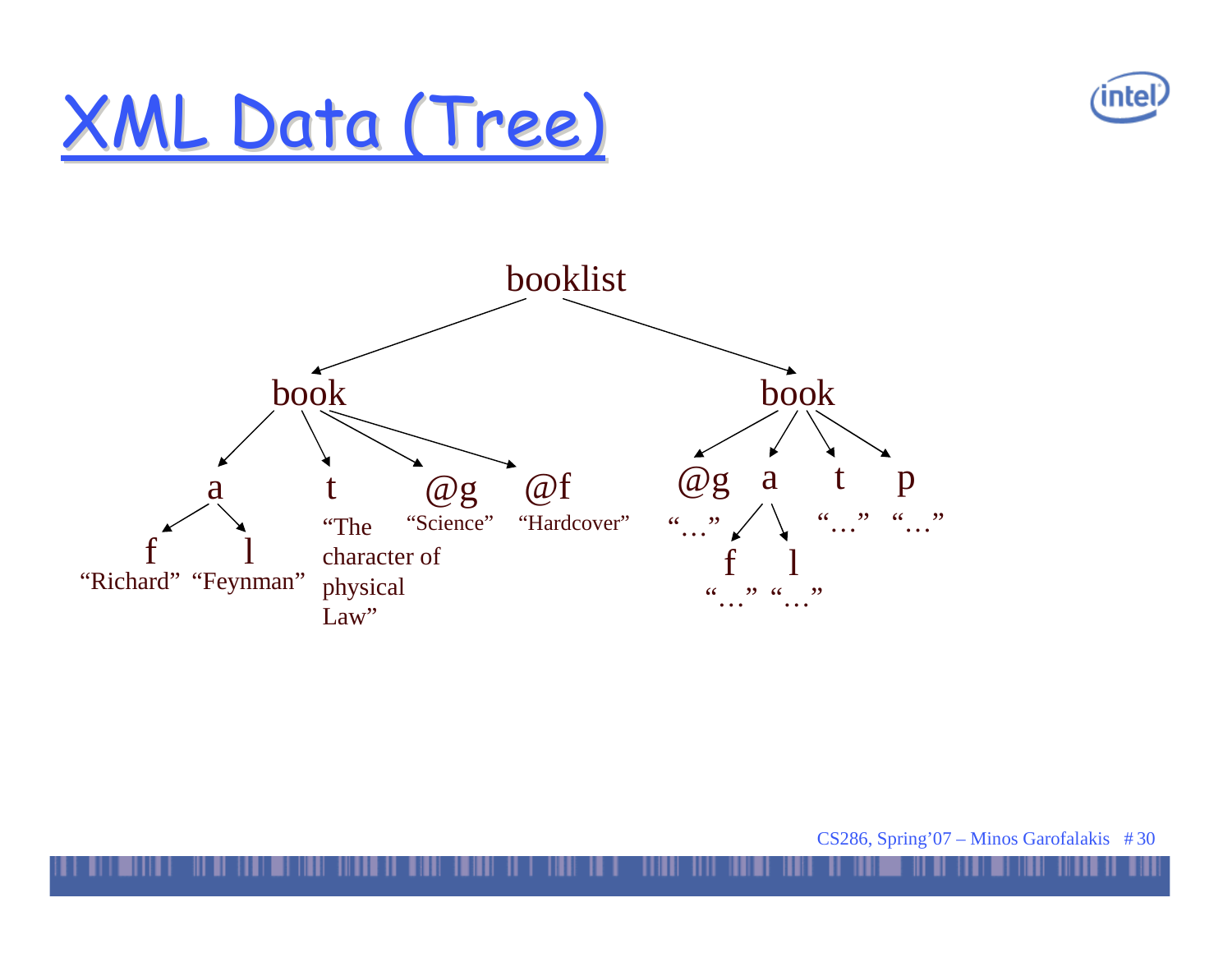# XML Data (Tree)

```
booklist
├── book
│   ├── a
│   │   ├── f  "Richard"
│   │   └── l  "Feynman"
│   ├── t  "The character of physical Law"
│   ├── @g  "Science"
│   └── @f  "Hardcover"
└── book
    ├── @g  "…"
    ├── a
    │   ├── f  "…"
    │   └── l  "…"
    ├── t  "…"
    └── p  "…"
```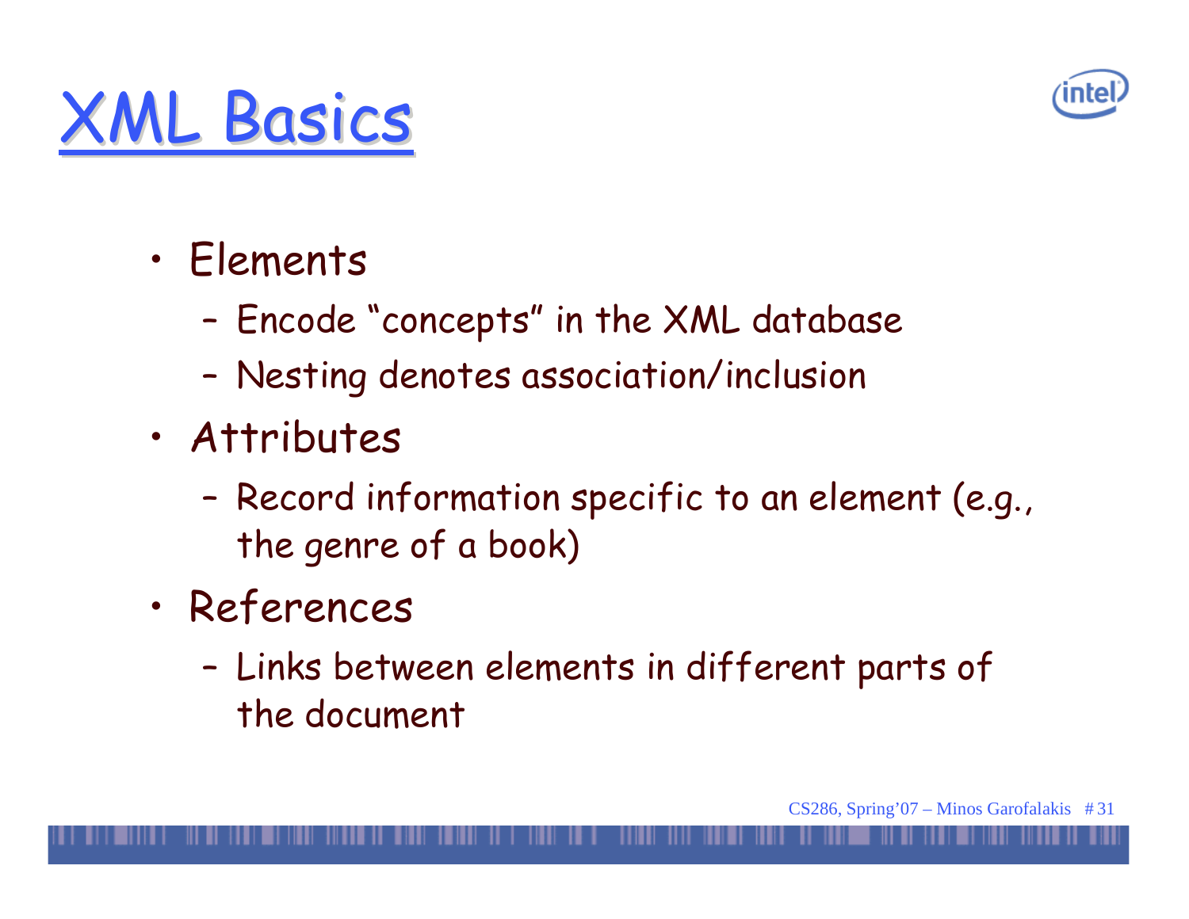# XML Basics

- Elements
  - Encode "concepts" in the XML database
  - Nesting denotes association/inclusion
- Attributes
  - Record information specific to an element (e.g., the genre of a book)
- References
  - Links between elements in different parts of the document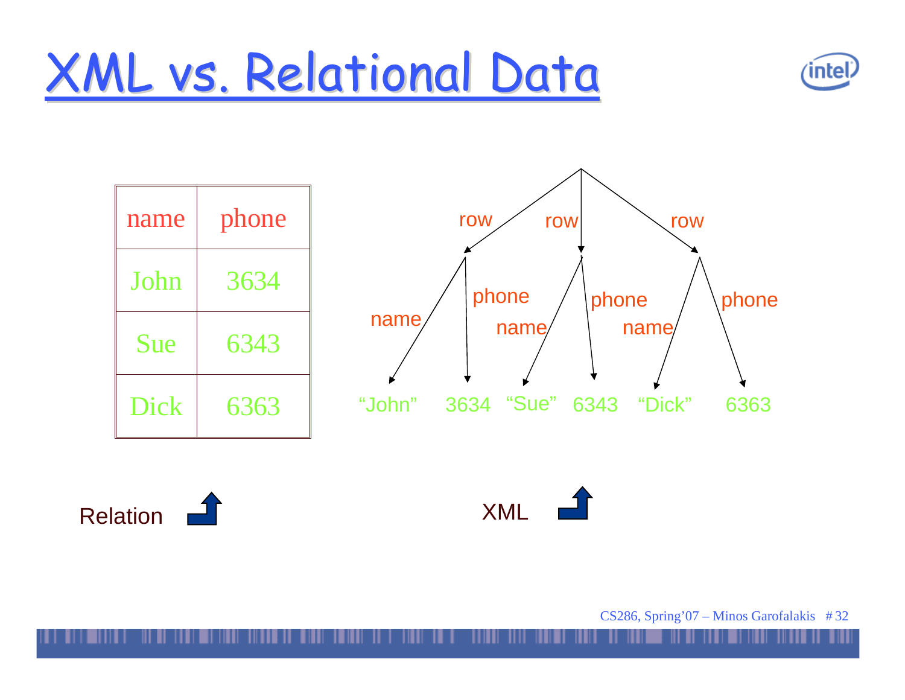# XML vs. Relational Data

| name | phone |
| --- | --- |
| John | 3634 |
| Sue | 6343 |
| Dick | 6363 |

Relation

row row row

name phone name phone name phone

"John" 3634 "Sue" 6343 "Dick" 6363

XML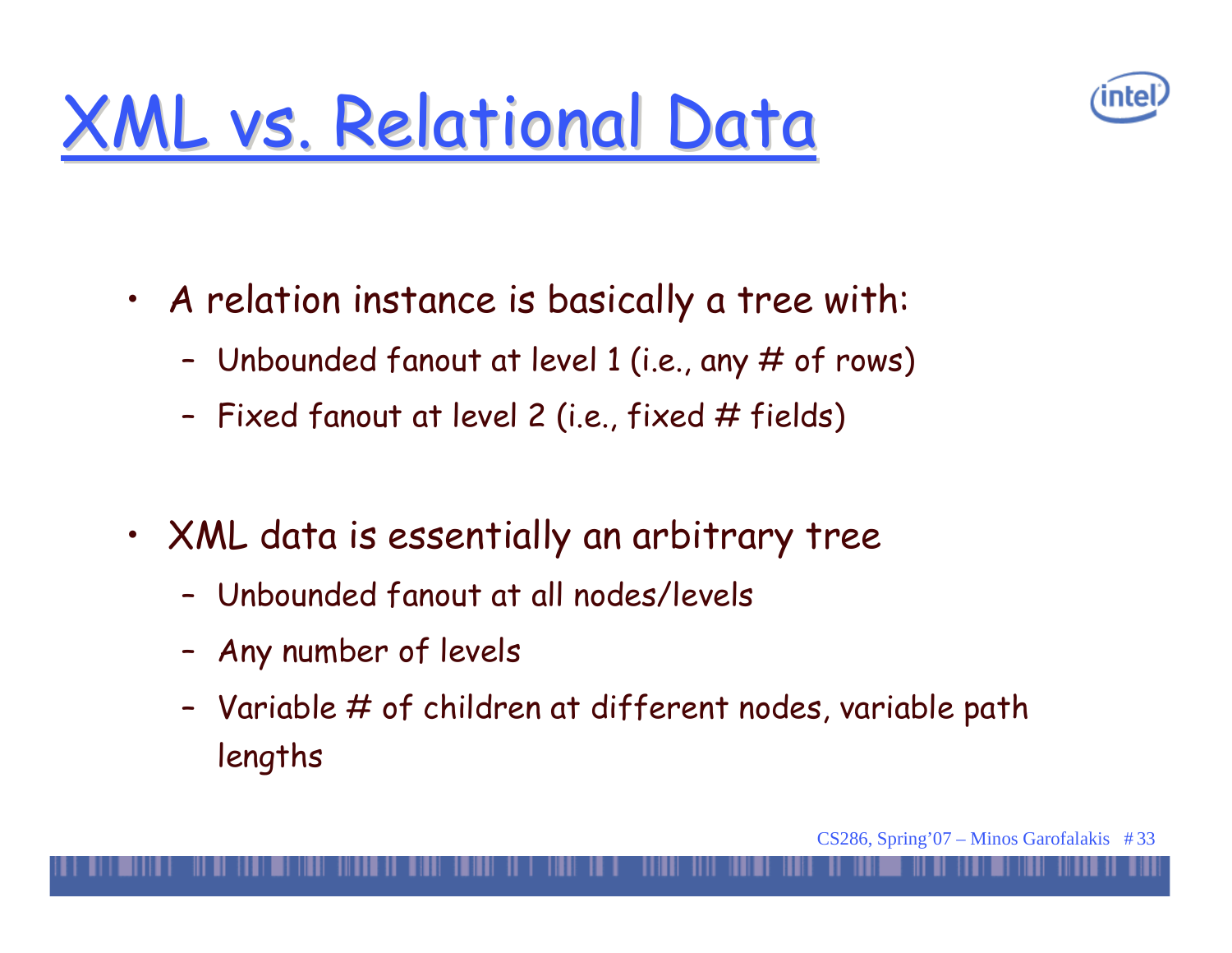# XML vs. Relational Data

- A relation instance is basically a tree with:
  - Unbounded fanout at level 1 (i.e., any # of rows)
  - Fixed fanout at level 2 (i.e., fixed # fields)
- XML data is essentially an arbitrary tree
  - Unbounded fanout at all nodes/levels
  - Any number of levels
  - Variable # of children at different nodes, variable path lengths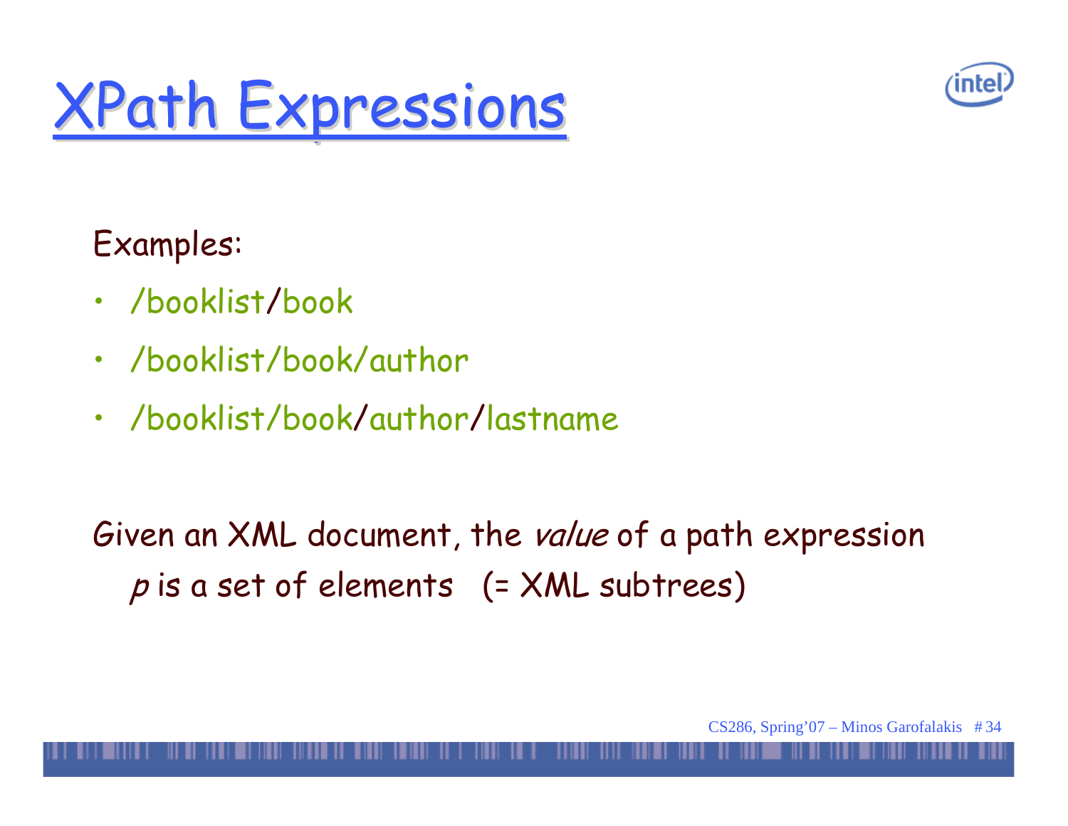# XPath Expressions

Examples:

- /booklist/book
- /booklist/book/author
- /booklist/book/author/lastname

Given an XML document, the *value* of a path expression *p* is a set of elements (= XML subtrees)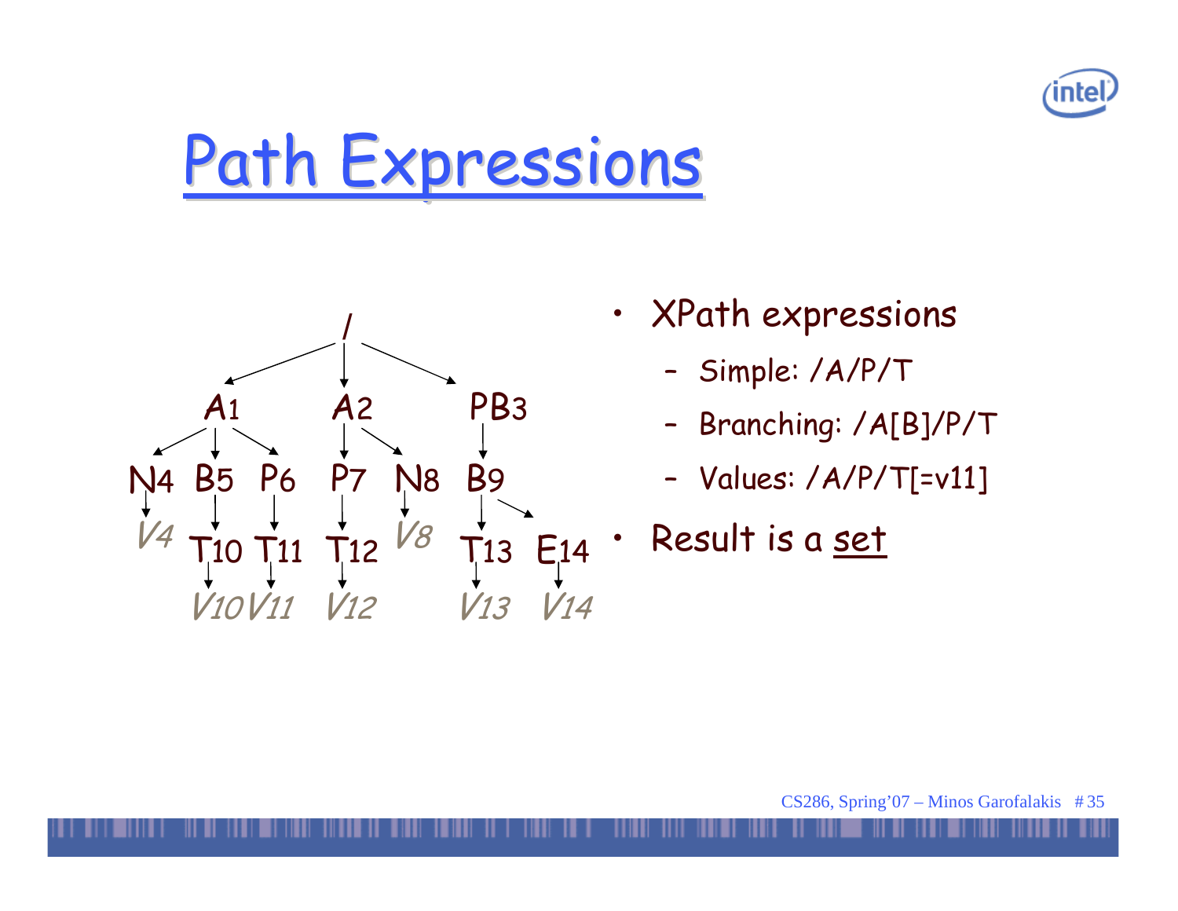# Path Expressions

- XPath expressions
  - Simple: /A/P/T
  - Branching: /A[B]/P/T
  - Values: /A/P/T[=v11]
- Result is a set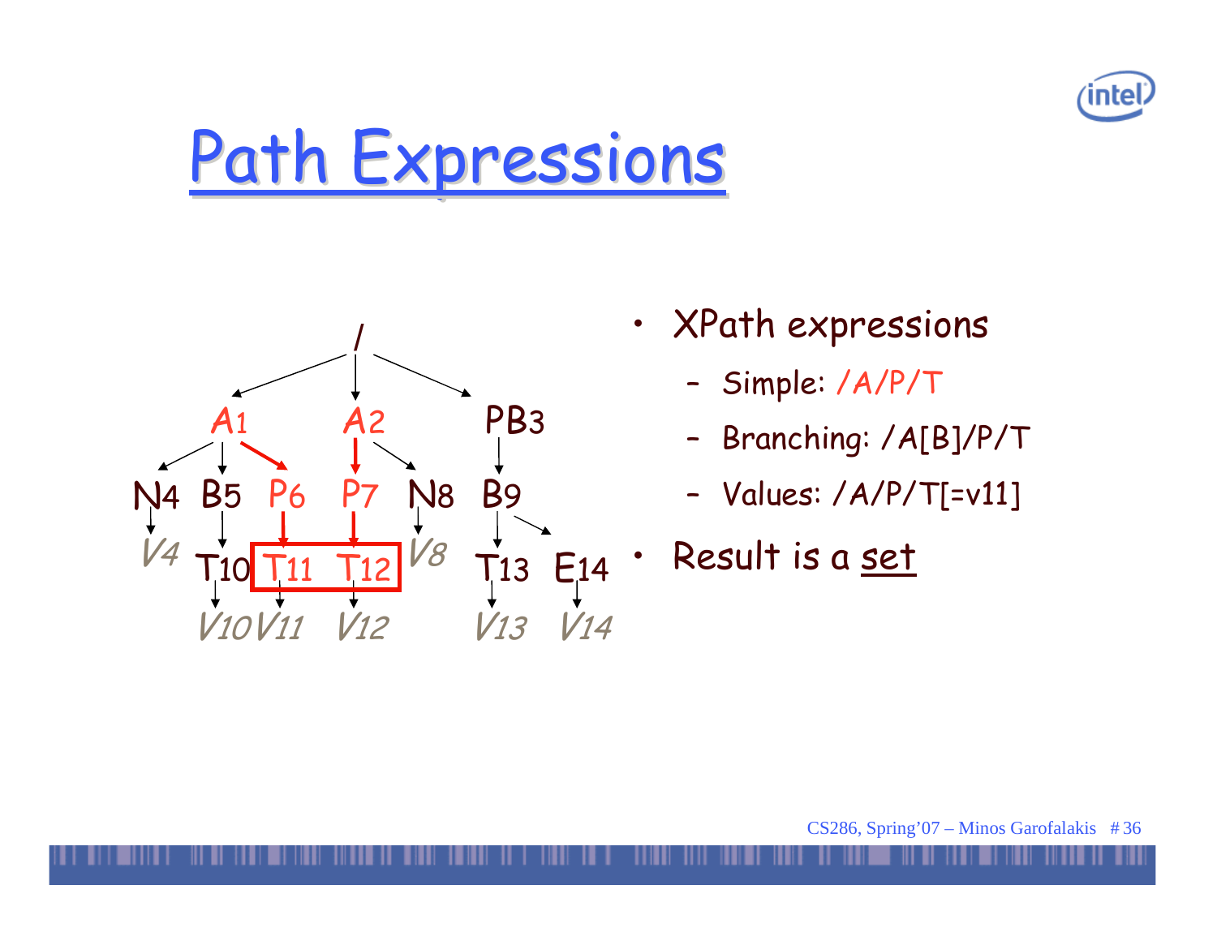# Path Expressions

- XPath expressions
  - Simple: /A/P/T
  - Branching: /A[B]/P/T
  - Values: /A/P/T[=v11]
- Result is a set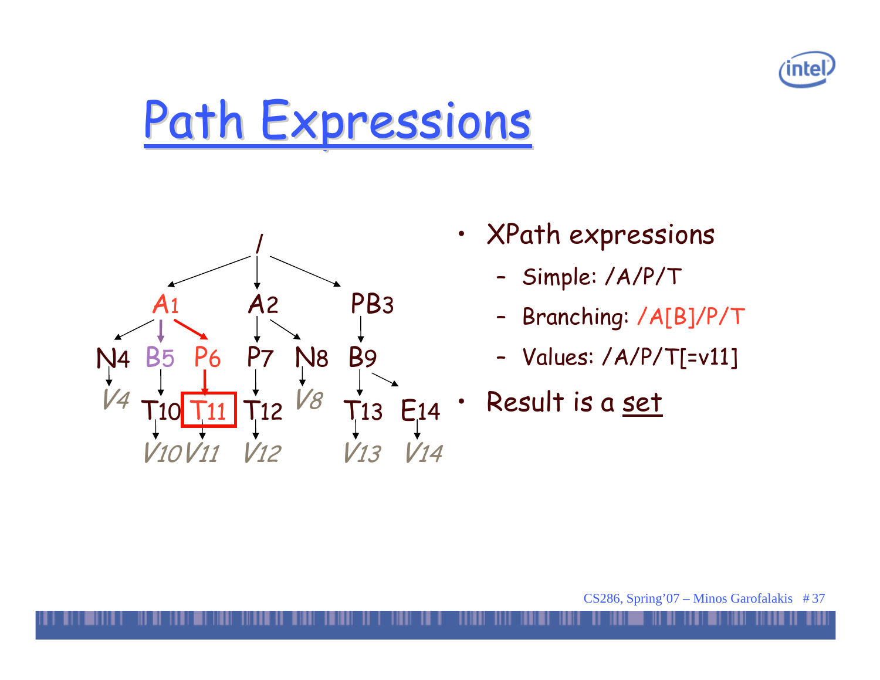# Path Expressions

- XPath expressions
  - Simple: /A/P/T
  - Branching: /A[B]/P/T
  - Values: /A/P/T[=v11]
- Result is a set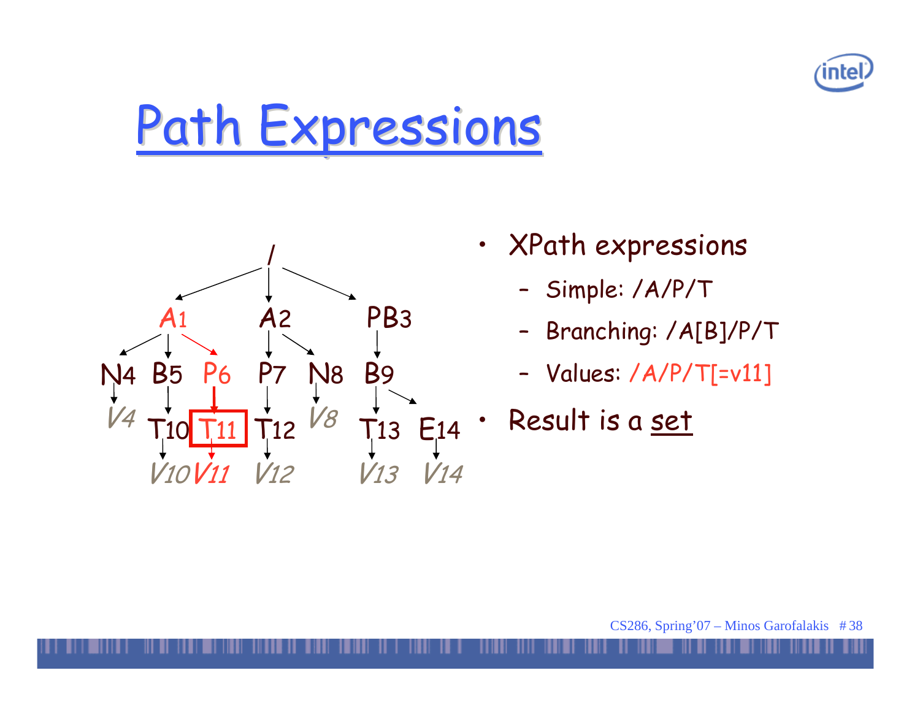# Path Expressions

- XPath expressions
  - Simple: /A/P/T
  - Branching: /A[B]/P/T
  - Values: /A/P/T[=v11]
- Result is a set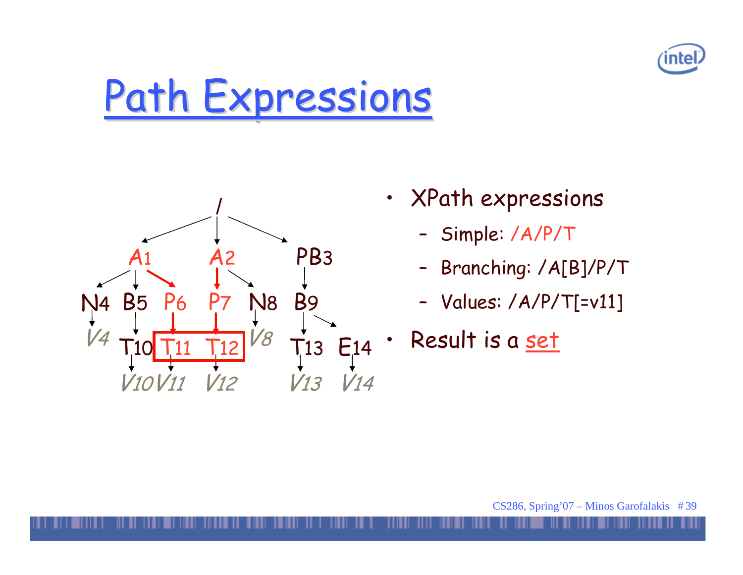# Path Expressions

- XPath expressions
  - Simple: /A/P/T
  - Branching: /A[B]/P/T
  - Values: /A/P/T[=v11]
- Result is a set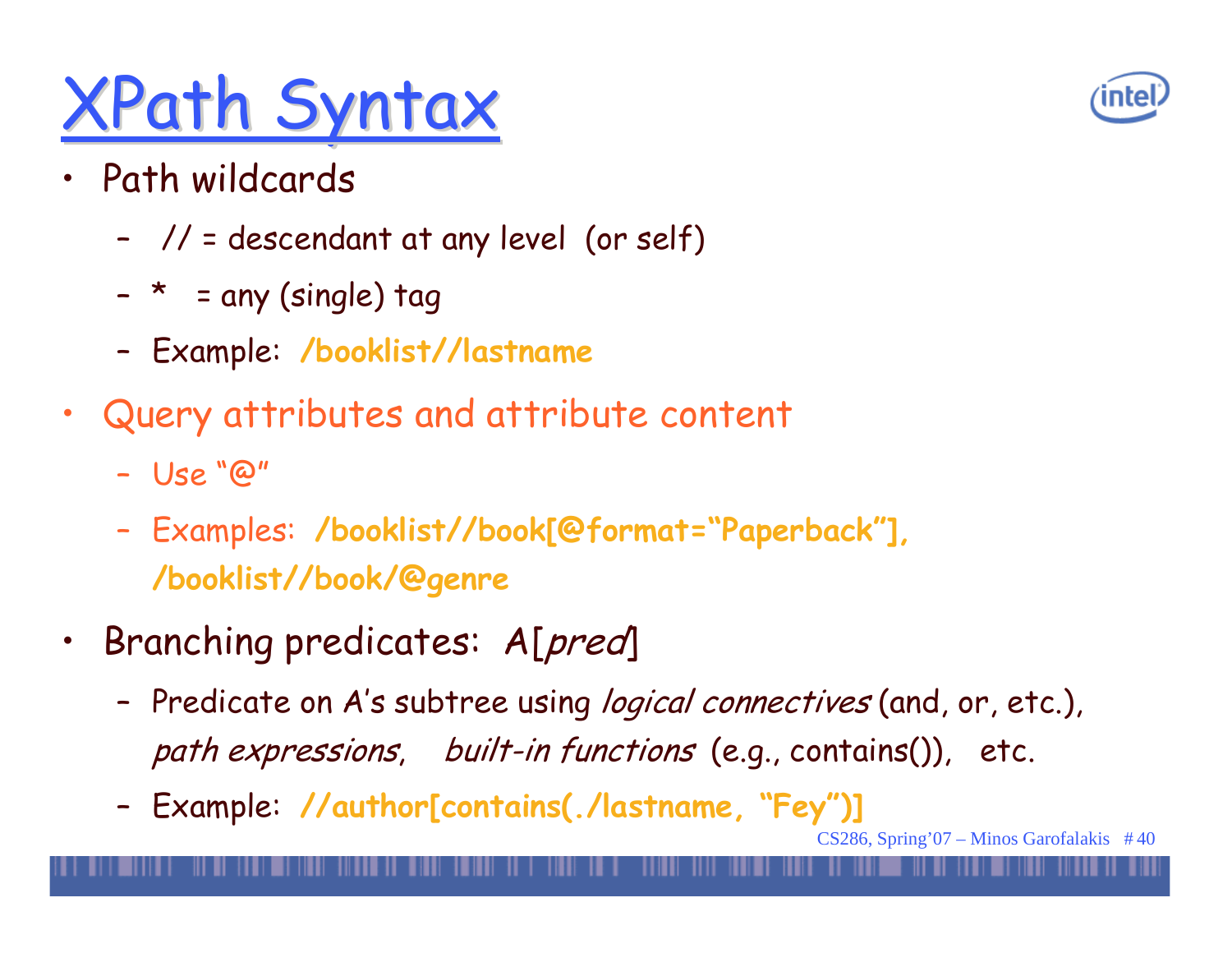# XPath Syntax

- Path wildcards
  - // = descendant at any level (or self)
  - * = any (single) tag
  - Example: **/booklist//lastname**
- Query attributes and attribute content
  - Use "@"
  - Examples: **/booklist//book[@format="Paperback"], /booklist//book/@genre**
- Branching predicates: A[*pred*]
  - Predicate on A's subtree using *logical connectives* (and, or, etc.), *path expressions*, *built-in functions* (e.g., contains()), etc.
  - Example: **//author[contains(./lastname, "Fey")]**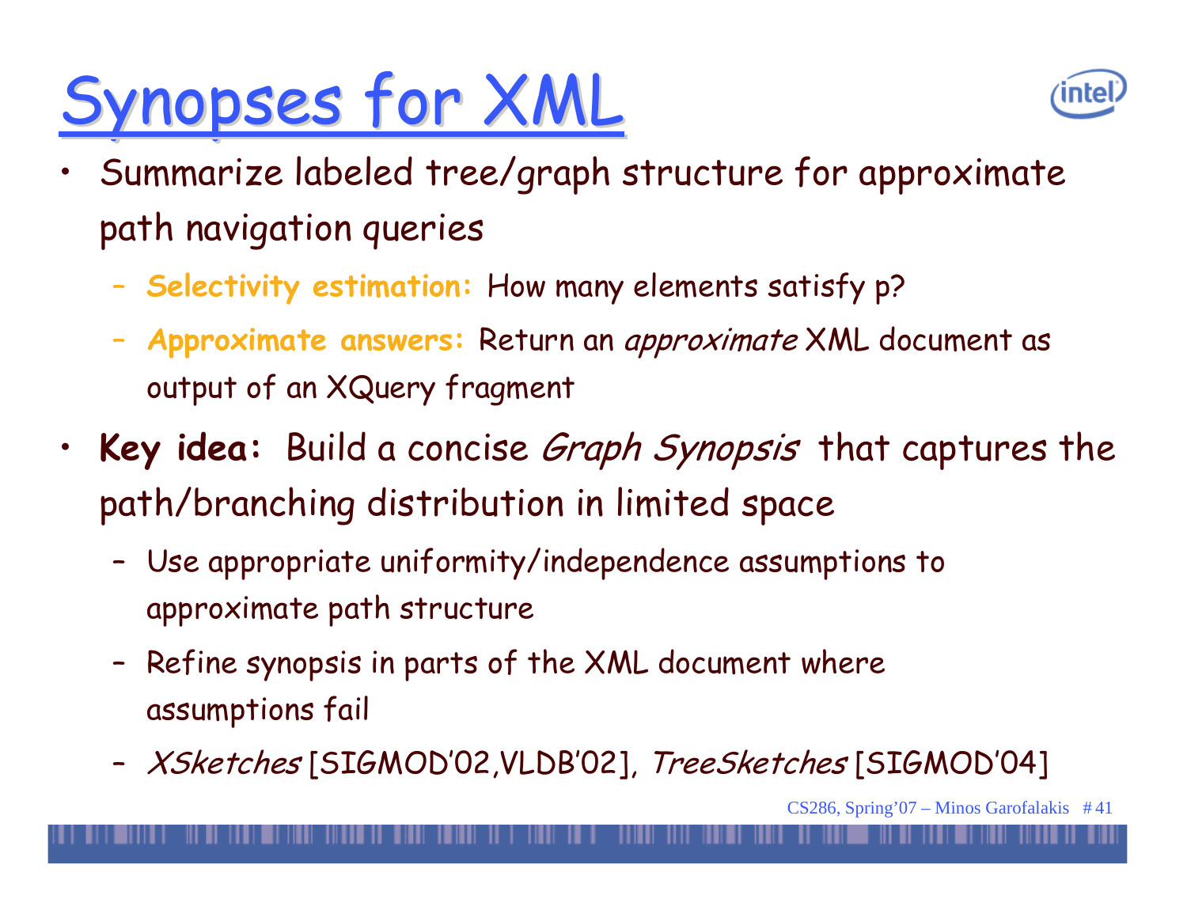# Synopses for XML

- Summarize labeled tree/graph structure for approximate path navigation queries
  - **Selectivity estimation:** How many elements satisfy p?
  - **Approximate answers:** Return an *approximate* XML document as output of an XQuery fragment
- **Key idea:** Build a concise *Graph Synopsis* that captures the path/branching distribution in limited space
  - Use appropriate uniformity/independence assumptions to approximate path structure
  - Refine synopsis in parts of the XML document where assumptions fail
  - *XSketches* [SIGMOD'02,VLDB'02], *TreeSketches* [SIGMOD'04]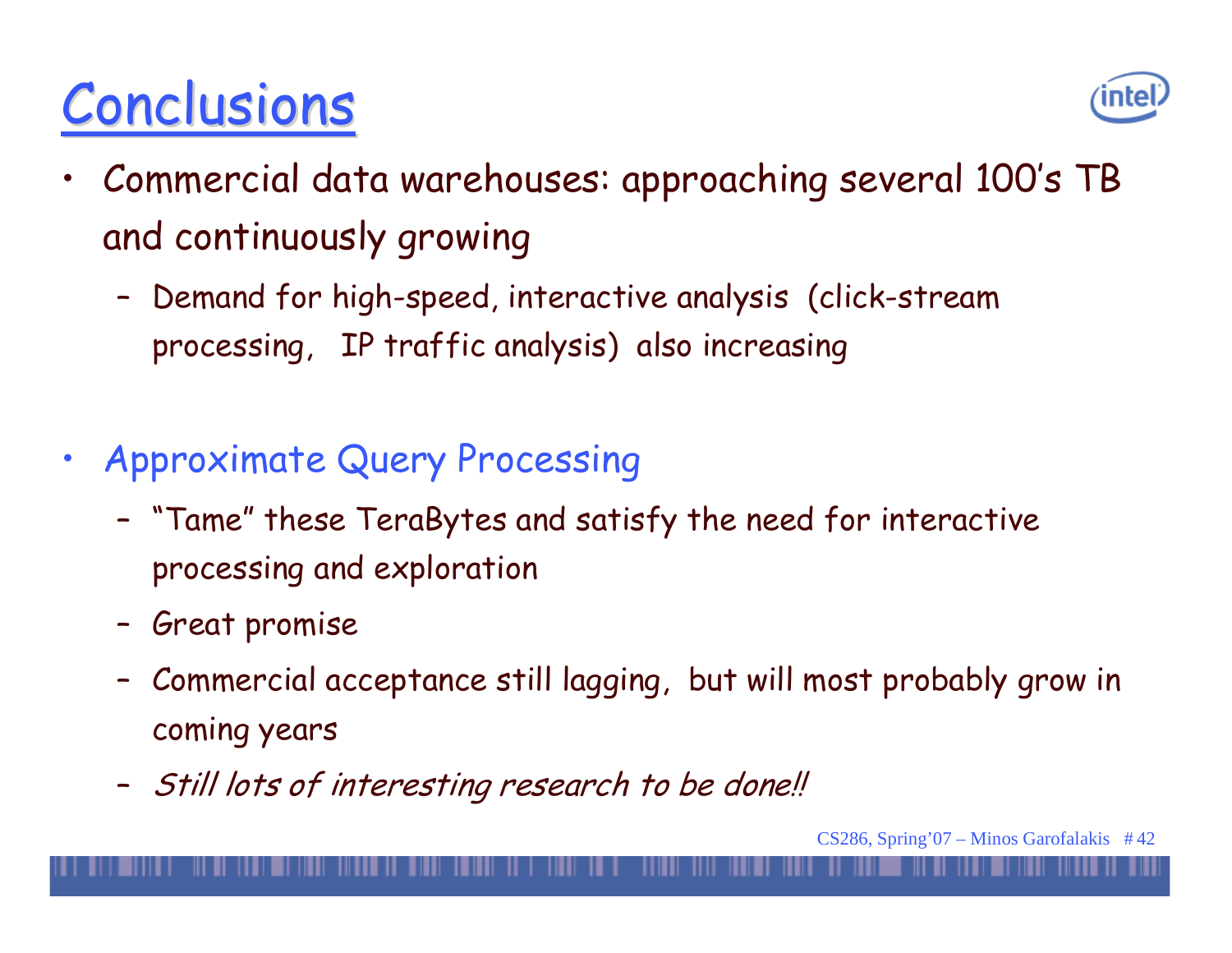# Conclusions

- Commercial data warehouses: approaching several 100's TB and continuously growing
  - Demand for high-speed, interactive analysis (click-stream processing, IP traffic analysis) also increasing

- Approximate Query Processing
  - "Tame" these TeraBytes and satisfy the need for interactive processing and exploration
  - Great promise
  - Commercial acceptance still lagging, but will most probably grow in coming years
  - *Still lots of interesting research to be done!!*